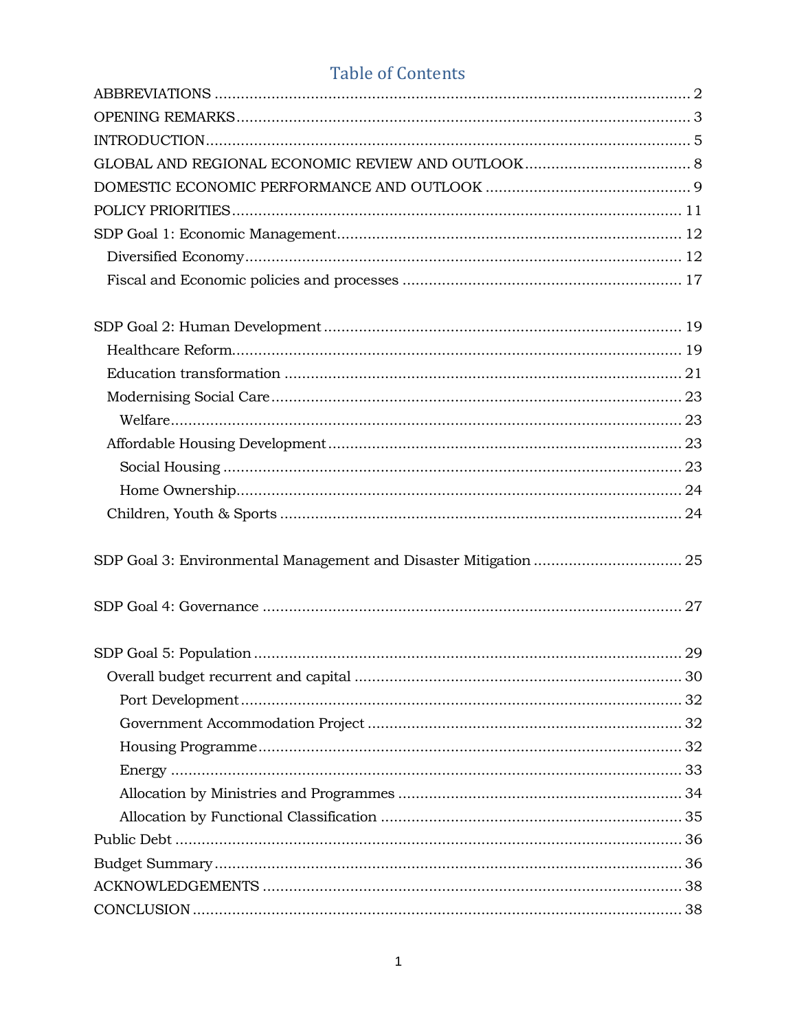# Table of Contents

ABBREVIATIONS ........................................................................................................ 2
OPENING REMARKS .................................................................................................... 3
INTRODUCTION ......................................................................................................... 5
GLOBAL AND REGIONAL ECONOMIC REVIEW AND OUTLOOK ..................................... 8
DOMESTIC ECONOMIC PERFORMANCE AND OUTLOOK .............................................. 9
POLICY PRIORITIES ................................................................................................. 11
SDP Goal 1: Economic Management ........................................................................ 12
- Diversified Economy .............................................................................................. 12
- Fiscal and Economic policies and processes .......................................................... 17

SDP Goal 2: Human Development ............................................................................ 19
- Healthcare Reform ................................................................................................. 19
- Education transformation ..................................................................................... 21
- Modernising Social Care ........................................................................................ 23
  - Welfare ............................................................................................................... 23
- Affordable Housing Development ........................................................................... 23
  - Social Housing ................................................................................................... 23
  - Home Ownership ................................................................................................ 24
- Children, Youth & Sports ...................................................................................... 24

SDP Goal 3: Environmental Management and Disaster Mitigation ................................ 25

SDP Goal 4: Governance .......................................................................................... 27

SDP Goal 5: Population ........................................................................................... 29
- Overall budget recurrent and capital ..................................................................... 30
  - Port Development ............................................................................................... 32
  - Government Accommodation Project .................................................................... 32
  - Housing Programme ............................................................................................ 32
  - Energy ............................................................................................................... 33
  - Allocation by Ministries and Programmes ............................................................. 34
  - Allocation by Functional Classification ................................................................ 35

Public Debt ............................................................................................................. 36
Budget Summary ..................................................................................................... 36
ACKNOWLEDGEMENTS ........................................................................................... 38
CONCLUSION ......................................................................................................... 38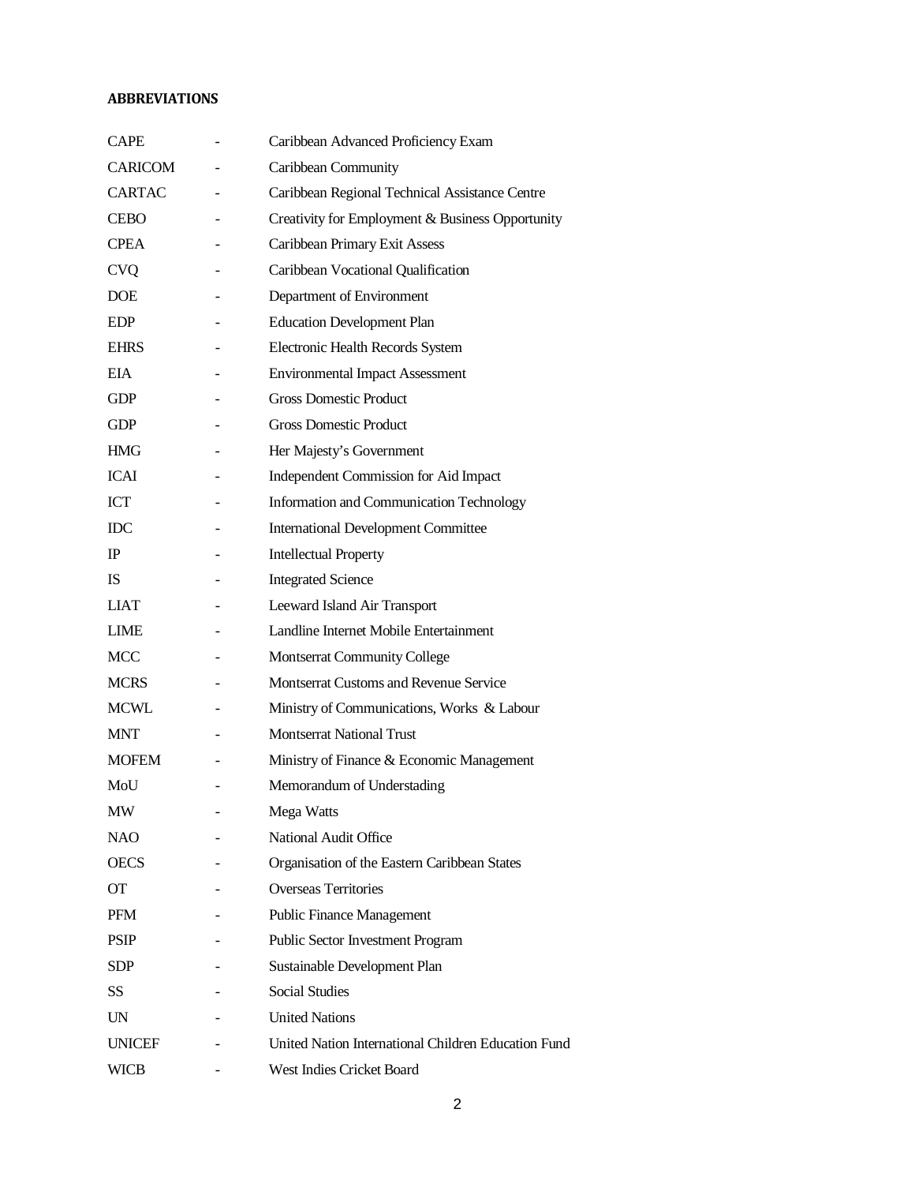**ABBREVIATIONS**

| | | |
|---|---|---|
| CAPE | - | Caribbean Advanced Proficiency Exam |
| CARICOM | - | Caribbean Community |
| CARTAC | - | Caribbean Regional Technical Assistance Centre |
| CEBO | - | Creativity for Employment & Business Opportunity |
| CPEA | - | Caribbean Primary Exit Assess |
| CVQ | - | Caribbean Vocational Qualification |
| DOE | - | Department of Environment |
| EDP | - | Education Development Plan |
| EHRS | - | Electronic Health Records System |
| EIA | - | Environmental Impact Assessment |
| GDP | - | Gross Domestic Product |
| GDP | - | Gross Domestic Product |
| HMG | - | Her Majesty's Government |
| ICAI | - | Independent Commission for Aid Impact |
| ICT | - | Information and Communication Technology |
| IDC | - | International Development Committee |
| IP | - | Intellectual Property |
| IS | - | Integrated Science |
| LIAT | - | Leeward Island Air Transport |
| LIME | - | Landline Internet Mobile Entertainment |
| MCC | - | Montserrat Community College |
| MCRS | - | Montserrat Customs and Revenue Service |
| MCWL | - | Ministry of Communications, Works & Labour |
| MNT | - | Montserrat National Trust |
| MOFEM | - | Ministry of Finance & Economic Management |
| MoU | - | Memorandum of Understading |
| MW | - | Mega Watts |
| NAO | - | National Audit Office |
| OECS | - | Organisation of the Eastern Caribbean States |
| OT | - | Overseas Territories |
| PFM | - | Public Finance Management |
| PSIP | - | Public Sector Investment Program |
| SDP | - | Sustainable Development Plan |
| SS | - | Social Studies |
| UN | - | United Nations |
| UNICEF | - | United Nation International Children Education Fund |
| WICB | - | West Indies Cricket Board |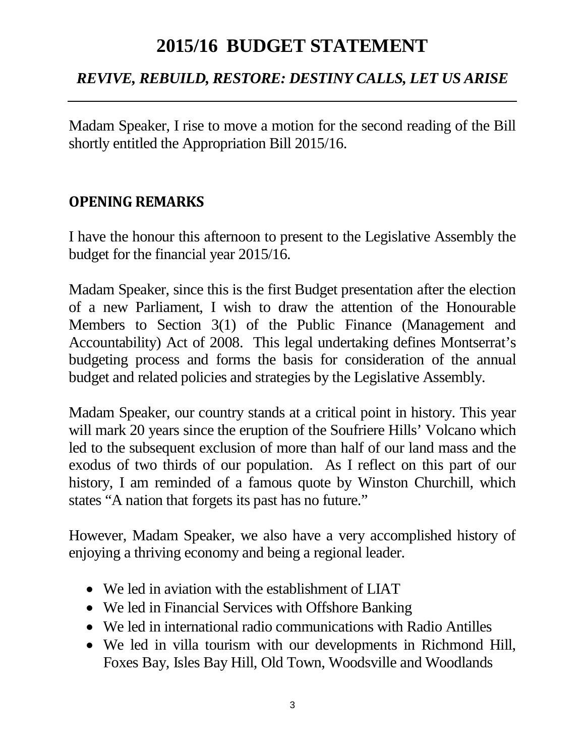# 2015/16 BUDGET STATEMENT

## *REVIVE, REBUILD, RESTORE: DESTINY CALLS, LET US ARISE*

Madam Speaker, I rise to move a motion for the second reading of the Bill shortly entitled the Appropriation Bill 2015/16.

## OPENING REMARKS

I have the honour this afternoon to present to the Legislative Assembly the budget for the financial year 2015/16.

Madam Speaker, since this is the first Budget presentation after the election of a new Parliament, I wish to draw the attention of the Honourable Members to Section 3(1) of the Public Finance (Management and Accountability) Act of 2008. This legal undertaking defines Montserrat's budgeting process and forms the basis for consideration of the annual budget and related policies and strategies by the Legislative Assembly.

Madam Speaker, our country stands at a critical point in history. This year will mark 20 years since the eruption of the Soufriere Hills' Volcano which led to the subsequent exclusion of more than half of our land mass and the exodus of two thirds of our population. As I reflect on this part of our history, I am reminded of a famous quote by Winston Churchill, which states "A nation that forgets its past has no future."

However, Madam Speaker, we also have a very accomplished history of enjoying a thriving economy and being a regional leader.

- We led in aviation with the establishment of LIAT
- We led in Financial Services with Offshore Banking
- We led in international radio communications with Radio Antilles
- We led in villa tourism with our developments in Richmond Hill, Foxes Bay, Isles Bay Hill, Old Town, Woodsville and Woodlands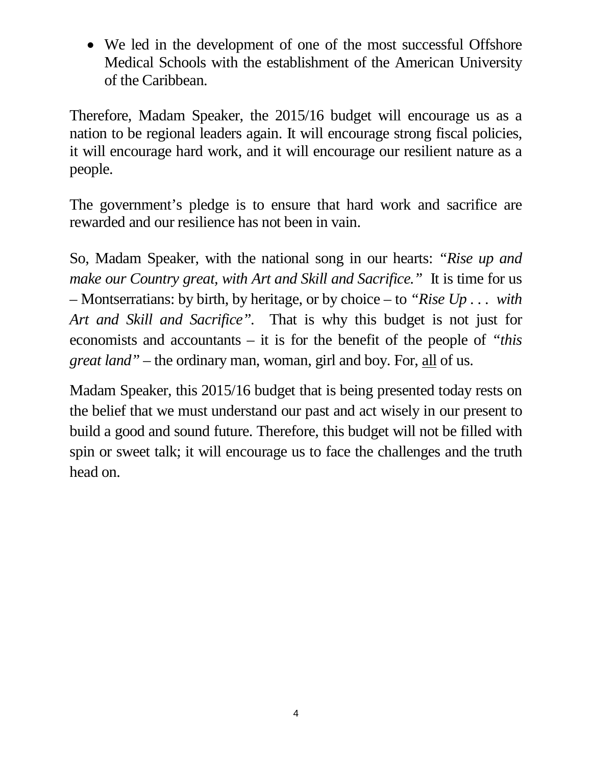- We led in the development of one of the most successful Offshore Medical Schools with the establishment of the American University of the Caribbean.

Therefore, Madam Speaker, the 2015/16 budget will encourage us as a nation to be regional leaders again. It will encourage strong fiscal policies, it will encourage hard work, and it will encourage our resilient nature as a people.

The government's pledge is to ensure that hard work and sacrifice are rewarded and our resilience has not been in vain.

So, Madam Speaker, with the national song in our hearts: *"Rise up and make our Country great, with Art and Skill and Sacrifice."* It is time for us – Montserratians: by birth, by heritage, or by choice – to *"Rise Up . . . with Art and Skill and Sacrifice"*. That is why this budget is not just for economists and accountants – it is for the benefit of the people of *"this great land"* – the ordinary man, woman, girl and boy. For, <u>all</u> of us.

Madam Speaker, this 2015/16 budget that is being presented today rests on the belief that we must understand our past and act wisely in our present to build a good and sound future. Therefore, this budget will not be filled with spin or sweet talk; it will encourage us to face the challenges and the truth head on.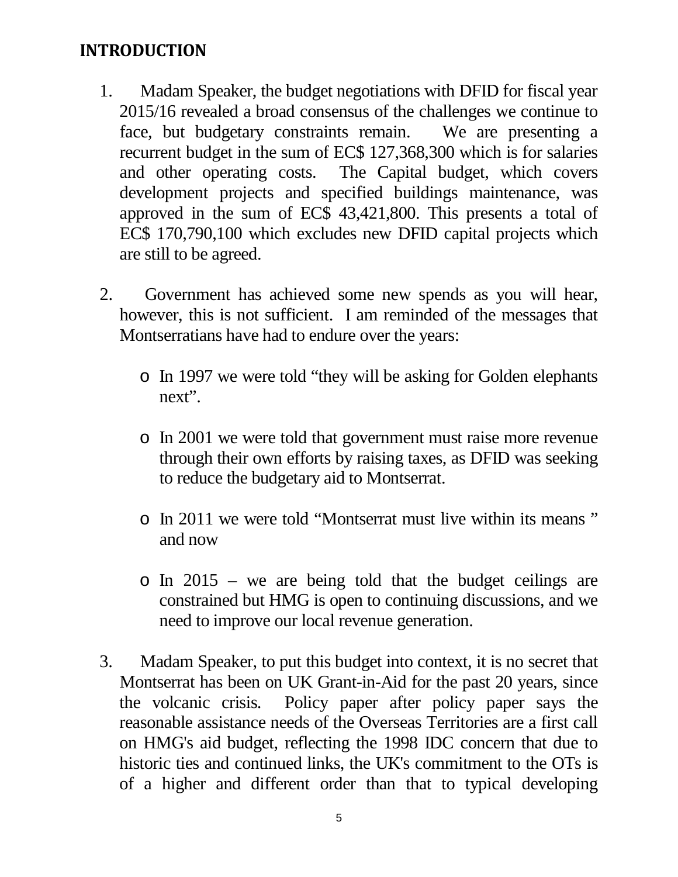## INTRODUCTION

1. Madam Speaker, the budget negotiations with DFID for fiscal year 2015/16 revealed a broad consensus of the challenges we continue to face, but budgetary constraints remain. We are presenting a recurrent budget in the sum of EC$ 127,368,300 which is for salaries and other operating costs. The Capital budget, which covers development projects and specified buildings maintenance, was approved in the sum of EC$ 43,421,800. This presents a total of EC$ 170,790,100 which excludes new DFID capital projects which are still to be agreed.

2. Government has achieved some new spends as you will hear, however, this is not sufficient. I am reminded of the messages that Montserratians have had to endure over the years:

   - In 1997 we were told “they will be asking for Golden elephants next”.

   - In 2001 we were told that government must raise more revenue through their own efforts by raising taxes, as DFID was seeking to reduce the budgetary aid to Montserrat.

   - In 2011 we were told “Montserrat must live within its means ” and now

   - In 2015 – we are being told that the budget ceilings are constrained but HMG is open to continuing discussions, and we need to improve our local revenue generation.

3. Madam Speaker, to put this budget into context, it is no secret that Montserrat has been on UK Grant-in-Aid for the past 20 years, since the volcanic crisis. Policy paper after policy paper says the reasonable assistance needs of the Overseas Territories are a first call on HMG's aid budget, reflecting the 1998 IDC concern that due to historic ties and continued links, the UK's commitment to the OTs is of a higher and different order than that to typical developing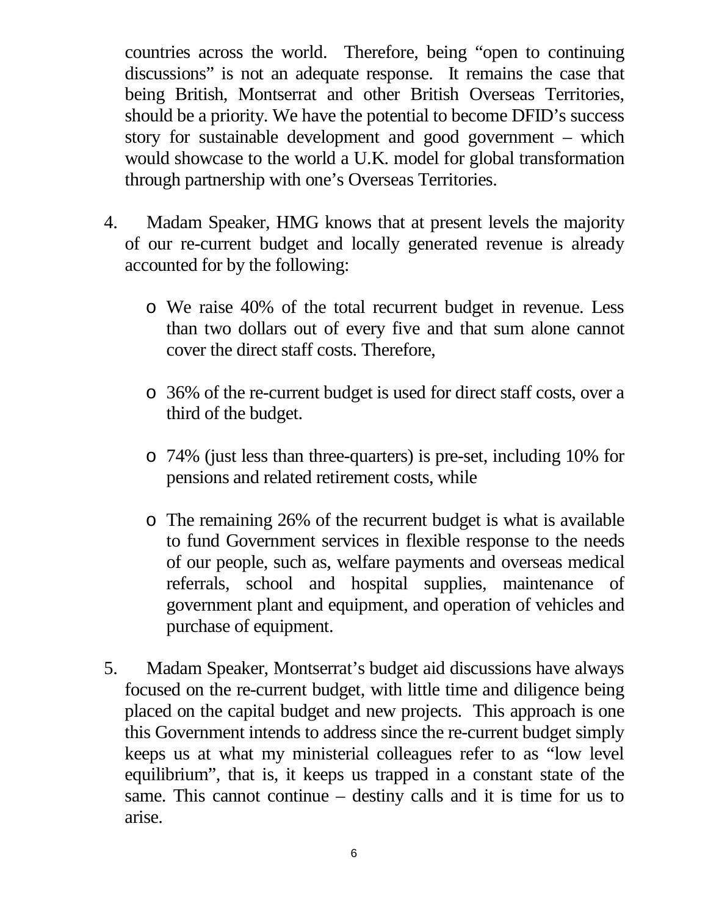countries across the world. Therefore, being "open to continuing discussions" is not an adequate response. It remains the case that being British, Montserrat and other British Overseas Territories, should be a priority. We have the potential to become DFID's success story for sustainable development and good government – which would showcase to the world a U.K. model for global transformation through partnership with one's Overseas Territories.

4. Madam Speaker, HMG knows that at present levels the majority of our re-current budget and locally generated revenue is already accounted for by the following:

   - We raise 40% of the total recurrent budget in revenue. Less than two dollars out of every five and that sum alone cannot cover the direct staff costs. Therefore,

   - 36% of the re-current budget is used for direct staff costs, over a third of the budget.

   - 74% (just less than three-quarters) is pre-set, including 10% for pensions and related retirement costs, while

   - The remaining 26% of the recurrent budget is what is available to fund Government services in flexible response to the needs of our people, such as, welfare payments and overseas medical referrals, school and hospital supplies, maintenance of government plant and equipment, and operation of vehicles and purchase of equipment.

5. Madam Speaker, Montserrat's budget aid discussions have always focused on the re-current budget, with little time and diligence being placed on the capital budget and new projects. This approach is one this Government intends to address since the re-current budget simply keeps us at what my ministerial colleagues refer to as "low level equilibrium", that is, it keeps us trapped in a constant state of the same. This cannot continue – destiny calls and it is time for us to arise.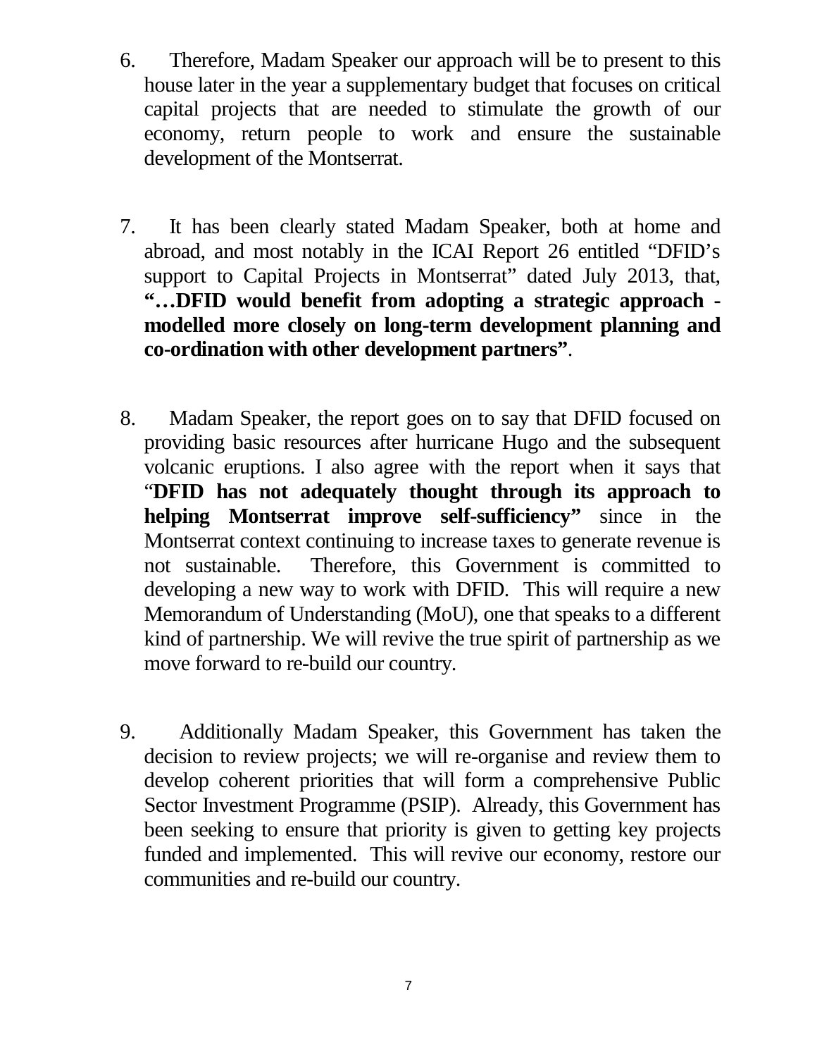6. Therefore, Madam Speaker our approach will be to present to this house later in the year a supplementary budget that focuses on critical capital projects that are needed to stimulate the growth of our economy, return people to work and ensure the sustainable development of the Montserrat.

7. It has been clearly stated Madam Speaker, both at home and abroad, and most notably in the ICAI Report 26 entitled "DFID's support to Capital Projects in Montserrat" dated July 2013, that, **"…DFID would benefit from adopting a strategic approach - modelled more closely on long-term development planning and co-ordination with other development partners"**.

8. Madam Speaker, the report goes on to say that DFID focused on providing basic resources after hurricane Hugo and the subsequent volcanic eruptions. I also agree with the report when it says that "**DFID has not adequately thought through its approach to helping Montserrat improve self-sufficiency"** since in the Montserrat context continuing to increase taxes to generate revenue is not sustainable. Therefore, this Government is committed to developing a new way to work with DFID. This will require a new Memorandum of Understanding (MoU), one that speaks to a different kind of partnership. We will revive the true spirit of partnership as we move forward to re-build our country.

9. Additionally Madam Speaker, this Government has taken the decision to review projects; we will re-organise and review them to develop coherent priorities that will form a comprehensive Public Sector Investment Programme (PSIP). Already, this Government has been seeking to ensure that priority is given to getting key projects funded and implemented. This will revive our economy, restore our communities and re-build our country.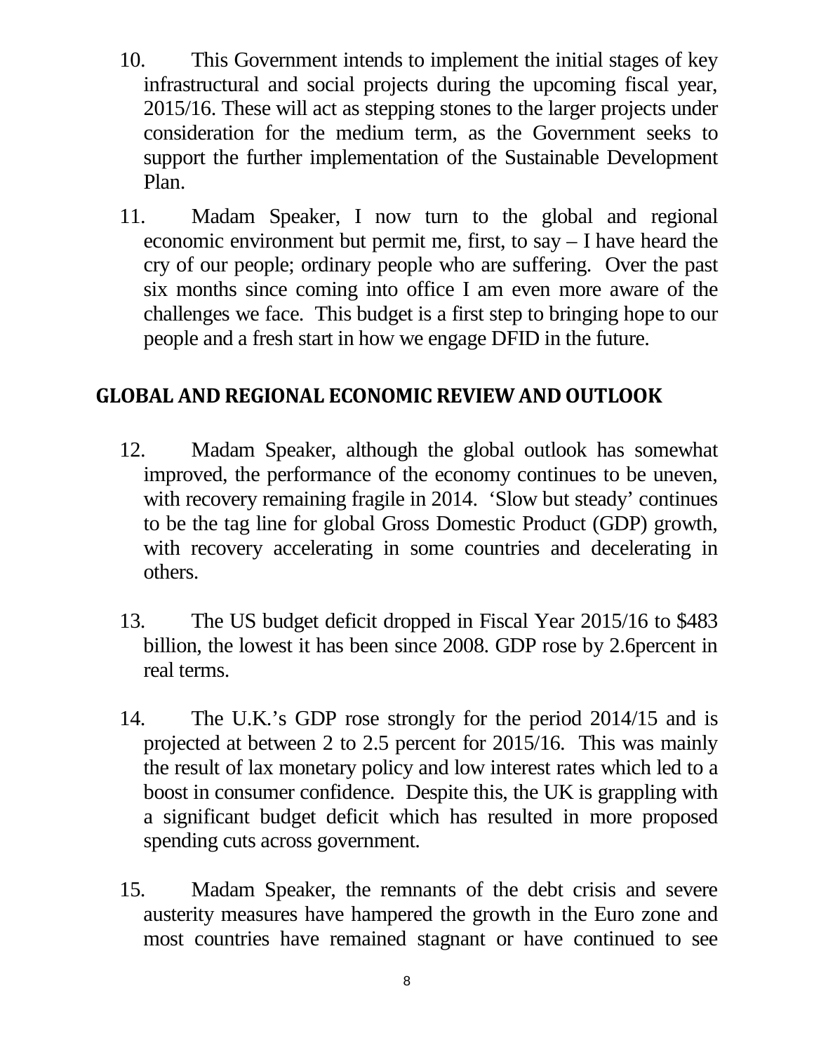10. This Government intends to implement the initial stages of key infrastructural and social projects during the upcoming fiscal year, 2015/16. These will act as stepping stones to the larger projects under consideration for the medium term, as the Government seeks to support the further implementation of the Sustainable Development Plan.

11. Madam Speaker, I now turn to the global and regional economic environment but permit me, first, to say – I have heard the cry of our people; ordinary people who are suffering. Over the past six months since coming into office I am even more aware of the challenges we face. This budget is a first step to bringing hope to our people and a fresh start in how we engage DFID in the future.

## GLOBAL AND REGIONAL ECONOMIC REVIEW AND OUTLOOK

12. Madam Speaker, although the global outlook has somewhat improved, the performance of the economy continues to be uneven, with recovery remaining fragile in 2014. 'Slow but steady' continues to be the tag line for global Gross Domestic Product (GDP) growth, with recovery accelerating in some countries and decelerating in others.

13. The US budget deficit dropped in Fiscal Year 2015/16 to $483 billion, the lowest it has been since 2008. GDP rose by 2.6percent in real terms.

14. The U.K.'s GDP rose strongly for the period 2014/15 and is projected at between 2 to 2.5 percent for 2015/16. This was mainly the result of lax monetary policy and low interest rates which led to a boost in consumer confidence. Despite this, the UK is grappling with a significant budget deficit which has resulted in more proposed spending cuts across government.

15. Madam Speaker, the remnants of the debt crisis and severe austerity measures have hampered the growth in the Euro zone and most countries have remained stagnant or have continued to see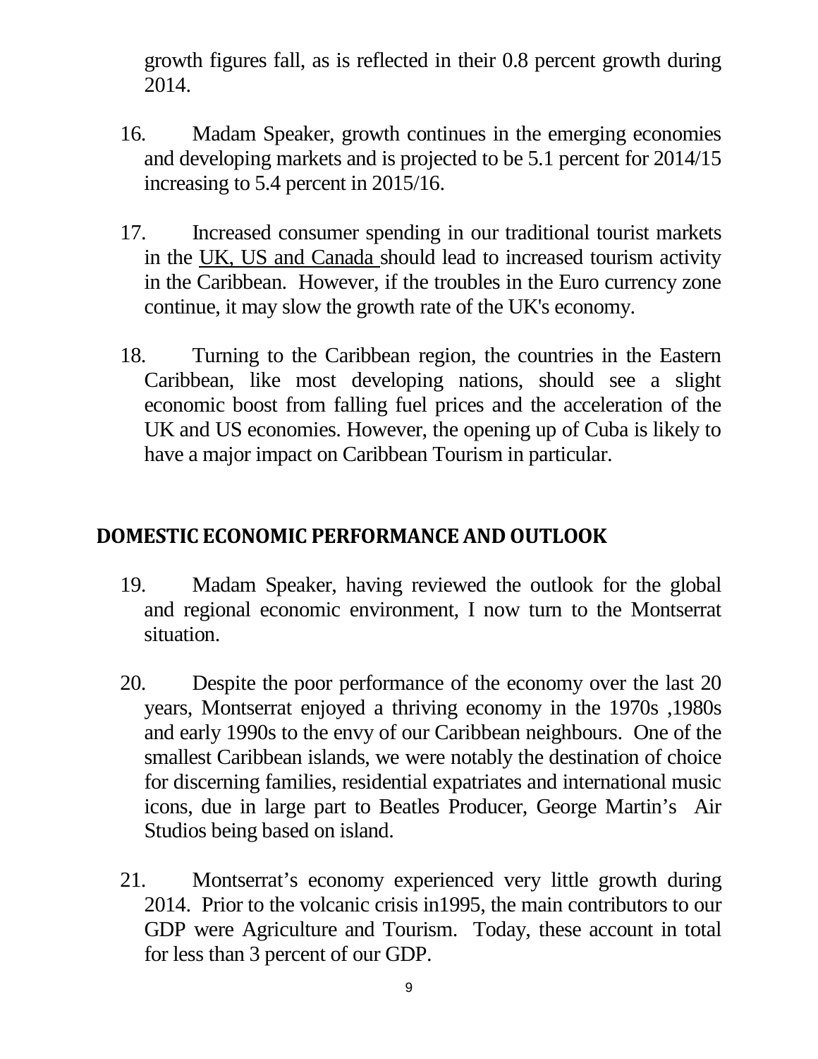growth figures fall, as is reflected in their 0.8 percent growth during 2014.

16. Madam Speaker, growth continues in the emerging economies and developing markets and is projected to be 5.1 percent for 2014/15 increasing to 5.4 percent in 2015/16.

17. Increased consumer spending in our traditional tourist markets in the UK, US and Canada should lead to increased tourism activity in the Caribbean. However, if the troubles in the Euro currency zone continue, it may slow the growth rate of the UK's economy.

18. Turning to the Caribbean region, the countries in the Eastern Caribbean, like most developing nations, should see a slight economic boost from falling fuel prices and the acceleration of the UK and US economies. However, the opening up of Cuba is likely to have a major impact on Caribbean Tourism in particular.

## DOMESTIC ECONOMIC PERFORMANCE AND OUTLOOK

19. Madam Speaker, having reviewed the outlook for the global and regional economic environment, I now turn to the Montserrat situation.

20. Despite the poor performance of the economy over the last 20 years, Montserrat enjoyed a thriving economy in the 1970s ,1980s and early 1990s to the envy of our Caribbean neighbours. One of the smallest Caribbean islands, we were notably the destination of choice for discerning families, residential expatriates and international music icons, due in large part to Beatles Producer, George Martin's Air Studios being based on island.

21. Montserrat's economy experienced very little growth during 2014. Prior to the volcanic crisis in1995, the main contributors to our GDP were Agriculture and Tourism. Today, these account in total for less than 3 percent of our GDP.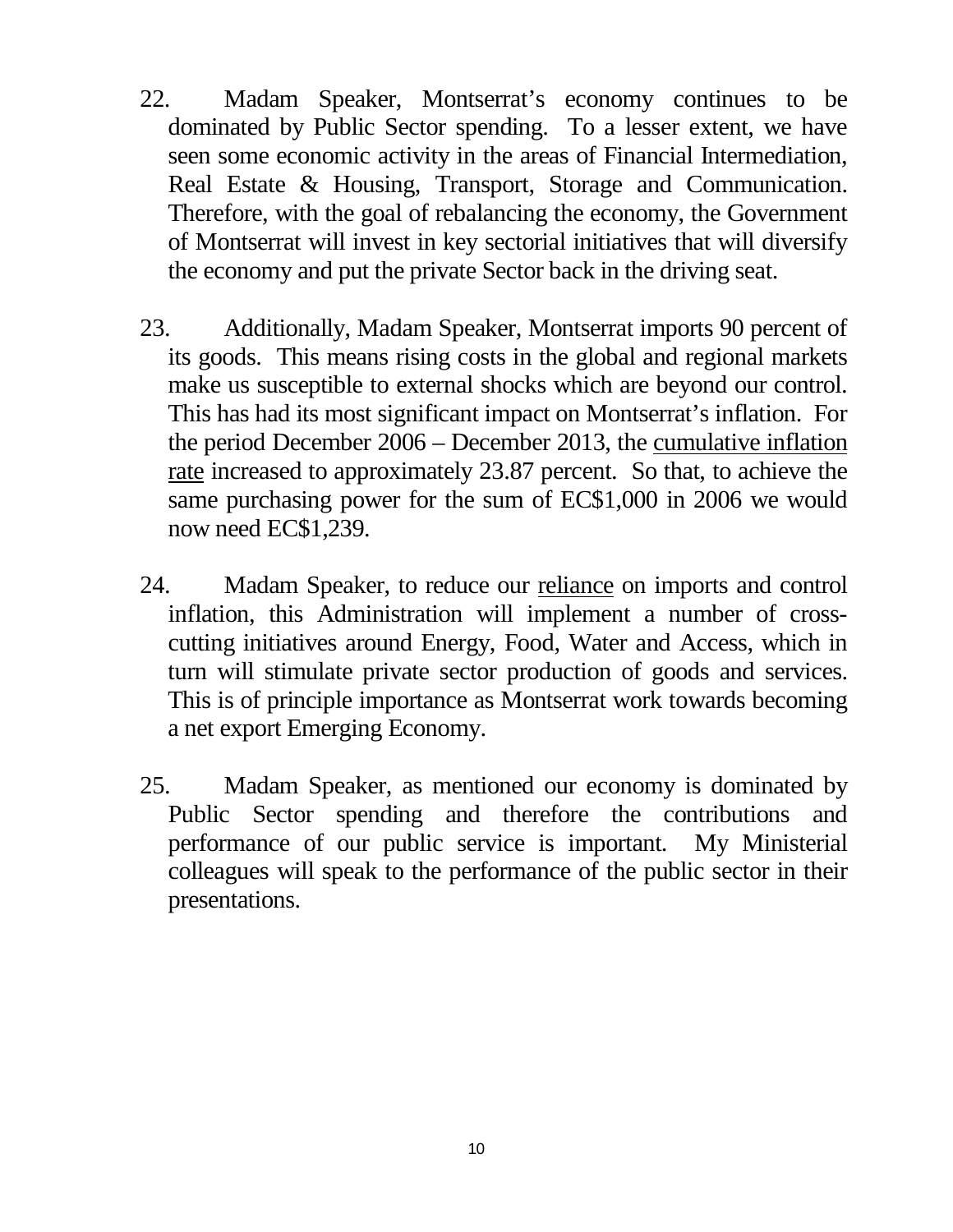22. Madam Speaker, Montserrat's economy continues to be dominated by Public Sector spending. To a lesser extent, we have seen some economic activity in the areas of Financial Intermediation, Real Estate & Housing, Transport, Storage and Communication. Therefore, with the goal of rebalancing the economy, the Government of Montserrat will invest in key sectorial initiatives that will diversify the economy and put the private Sector back in the driving seat.

23. Additionally, Madam Speaker, Montserrat imports 90 percent of its goods. This means rising costs in the global and regional markets make us susceptible to external shocks which are beyond our control. This has had its most significant impact on Montserrat's inflation. For the period December 2006 – December 2013, the <u>cumulative inflation rate</u> increased to approximately 23.87 percent. So that, to achieve the same purchasing power for the sum of EC$1,000 in 2006 we would now need EC$1,239.

24. Madam Speaker, to reduce our <u>reliance</u> on imports and control inflation, this Administration will implement a number of cross-cutting initiatives around Energy, Food, Water and Access, which in turn will stimulate private sector production of goods and services. This is of principle importance as Montserrat work towards becoming a net export Emerging Economy.

25. Madam Speaker, as mentioned our economy is dominated by Public Sector spending and therefore the contributions and performance of our public service is important. My Ministerial colleagues will speak to the performance of the public sector in their presentations.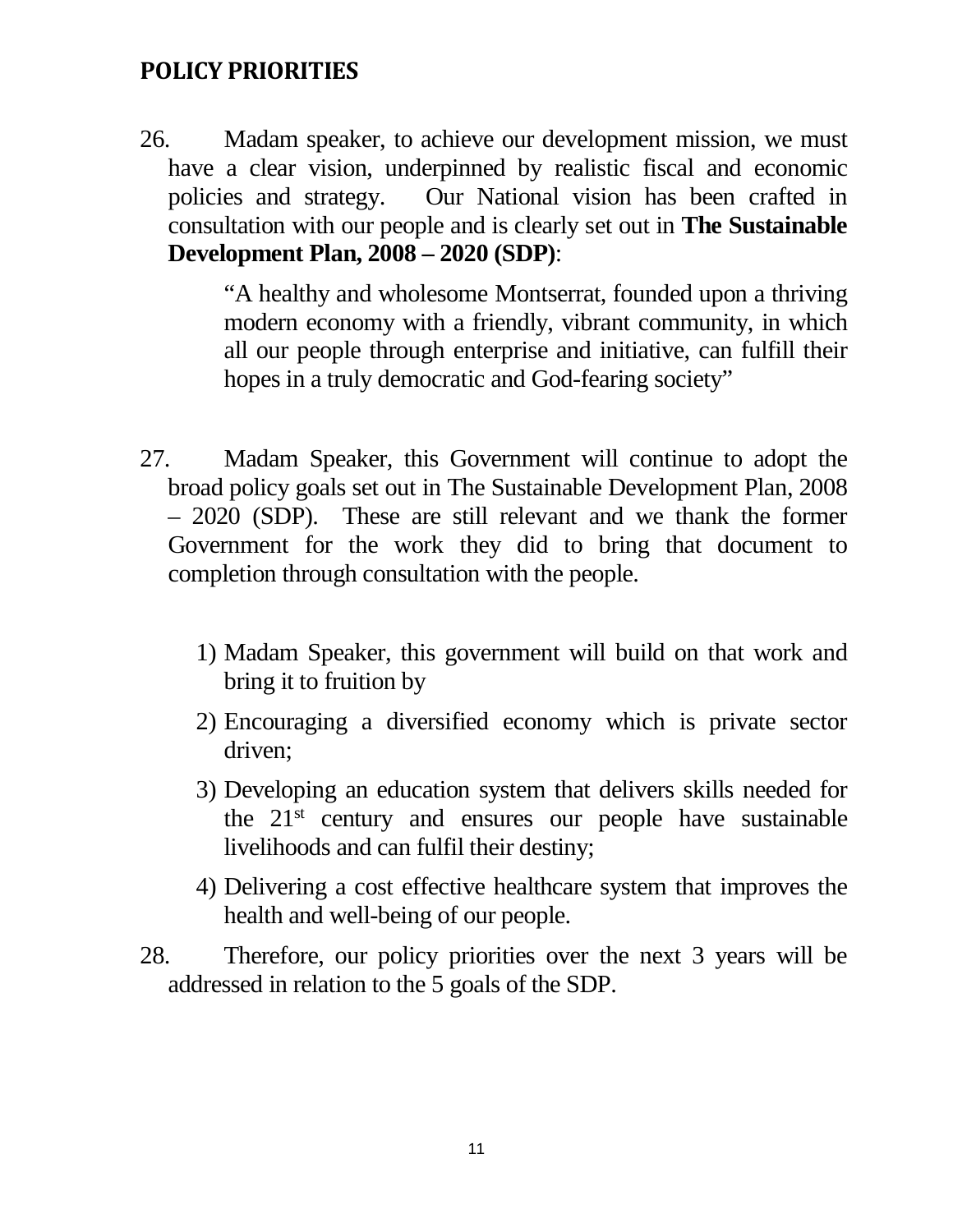## POLICY PRIORITIES

26. Madam speaker, to achieve our development mission, we must have a clear vision, underpinned by realistic fiscal and economic policies and strategy. Our National vision has been crafted in consultation with our people and is clearly set out in **The Sustainable Development Plan, 2008 – 2020 (SDP)**:

> "A healthy and wholesome Montserrat, founded upon a thriving modern economy with a friendly, vibrant community, in which all our people through enterprise and initiative, can fulfill their hopes in a truly democratic and God-fearing society"

27. Madam Speaker, this Government will continue to adopt the broad policy goals set out in The Sustainable Development Plan, 2008 – 2020 (SDP). These are still relevant and we thank the former Government for the work they did to bring that document to completion through consultation with the people.

1) Madam Speaker, this government will build on that work and bring it to fruition by
2) Encouraging a diversified economy which is private sector driven;
3) Developing an education system that delivers skills needed for the 21st century and ensures our people have sustainable livelihoods and can fulfil their destiny;
4) Delivering a cost effective healthcare system that improves the health and well-being of our people.

28. Therefore, our policy priorities over the next 3 years will be addressed in relation to the 5 goals of the SDP.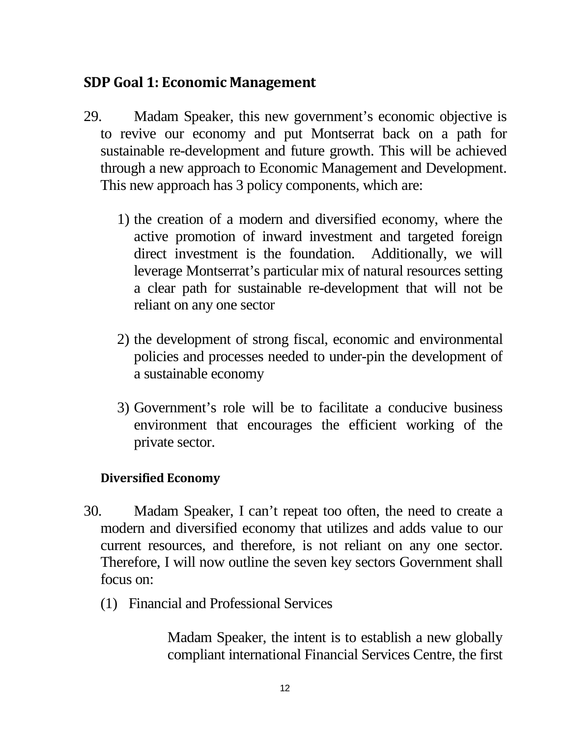## SDP Goal 1: Economic Management

29. Madam Speaker, this new government's economic objective is to revive our economy and put Montserrat back on a path for sustainable re-development and future growth. This will be achieved through a new approach to Economic Management and Development. This new approach has 3 policy components, which are:

1) the creation of a modern and diversified economy, where the active promotion of inward investment and targeted foreign direct investment is the foundation. Additionally, we will leverage Montserrat's particular mix of natural resources setting a clear path for sustainable re-development that will not be reliant on any one sector

2) the development of strong fiscal, economic and environmental policies and processes needed to under-pin the development of a sustainable economy

3) Government's role will be to facilitate a conducive business environment that encourages the efficient working of the private sector.

### Diversified Economy

30. Madam Speaker, I can't repeat too often, the need to create a modern and diversified economy that utilizes and adds value to our current resources, and therefore, is not reliant on any one sector. Therefore, I will now outline the seven key sectors Government shall focus on:

(1) Financial and Professional Services

Madam Speaker, the intent is to establish a new globally compliant international Financial Services Centre, the first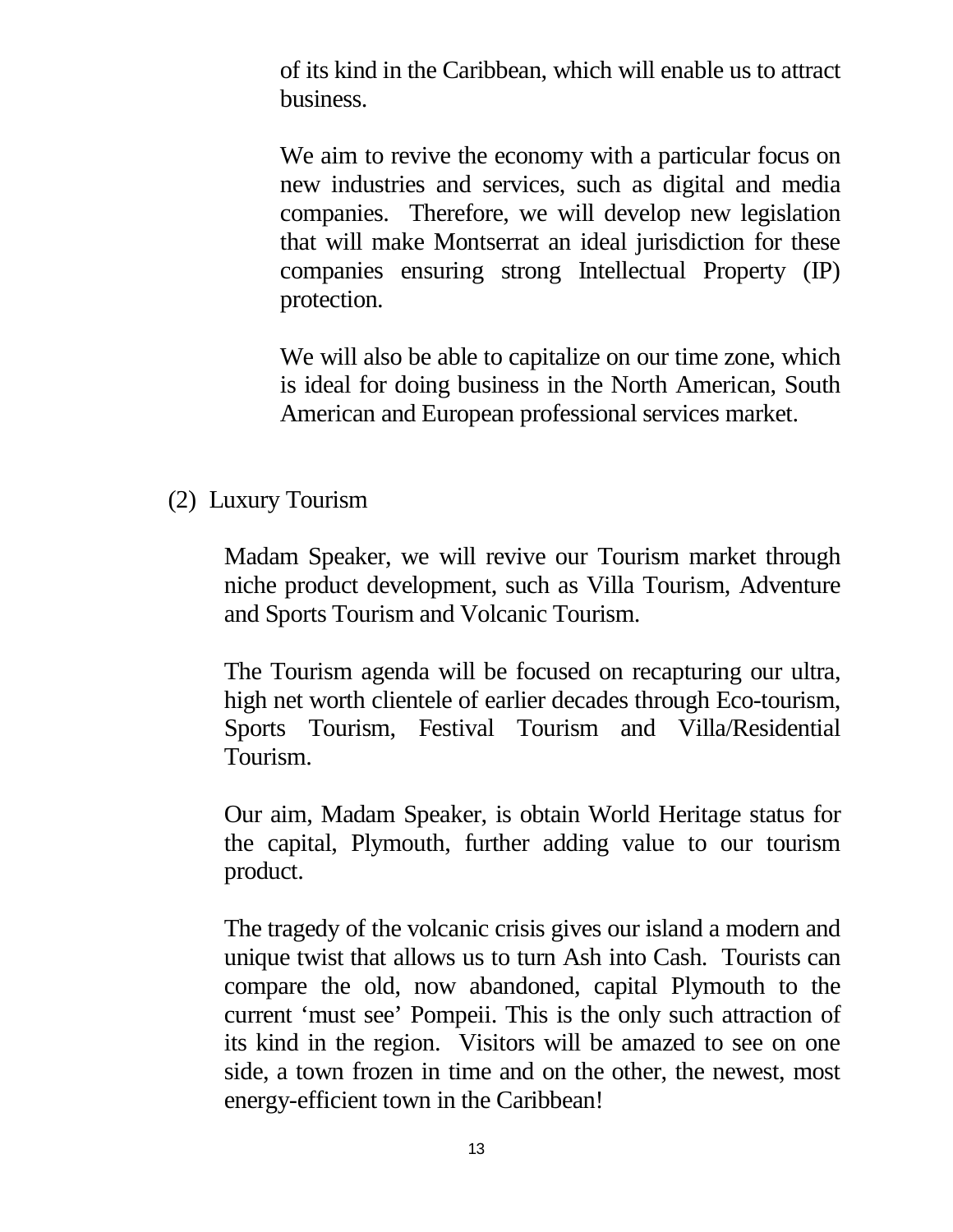of its kind in the Caribbean, which will enable us to attract business.

We aim to revive the economy with a particular focus on new industries and services, such as digital and media companies. Therefore, we will develop new legislation that will make Montserrat an ideal jurisdiction for these companies ensuring strong Intellectual Property (IP) protection.

We will also be able to capitalize on our time zone, which is ideal for doing business in the North American, South American and European professional services market.

(2) Luxury Tourism

Madam Speaker, we will revive our Tourism market through niche product development, such as Villa Tourism, Adventure and Sports Tourism and Volcanic Tourism.

The Tourism agenda will be focused on recapturing our ultra, high net worth clientele of earlier decades through Eco-tourism, Sports Tourism, Festival Tourism and Villa/Residential Tourism.

Our aim, Madam Speaker, is obtain World Heritage status for the capital, Plymouth, further adding value to our tourism product.

The tragedy of the volcanic crisis gives our island a modern and unique twist that allows us to turn Ash into Cash. Tourists can compare the old, now abandoned, capital Plymouth to the current 'must see' Pompeii. This is the only such attraction of its kind in the region. Visitors will be amazed to see on one side, a town frozen in time and on the other, the newest, most energy-efficient town in the Caribbean!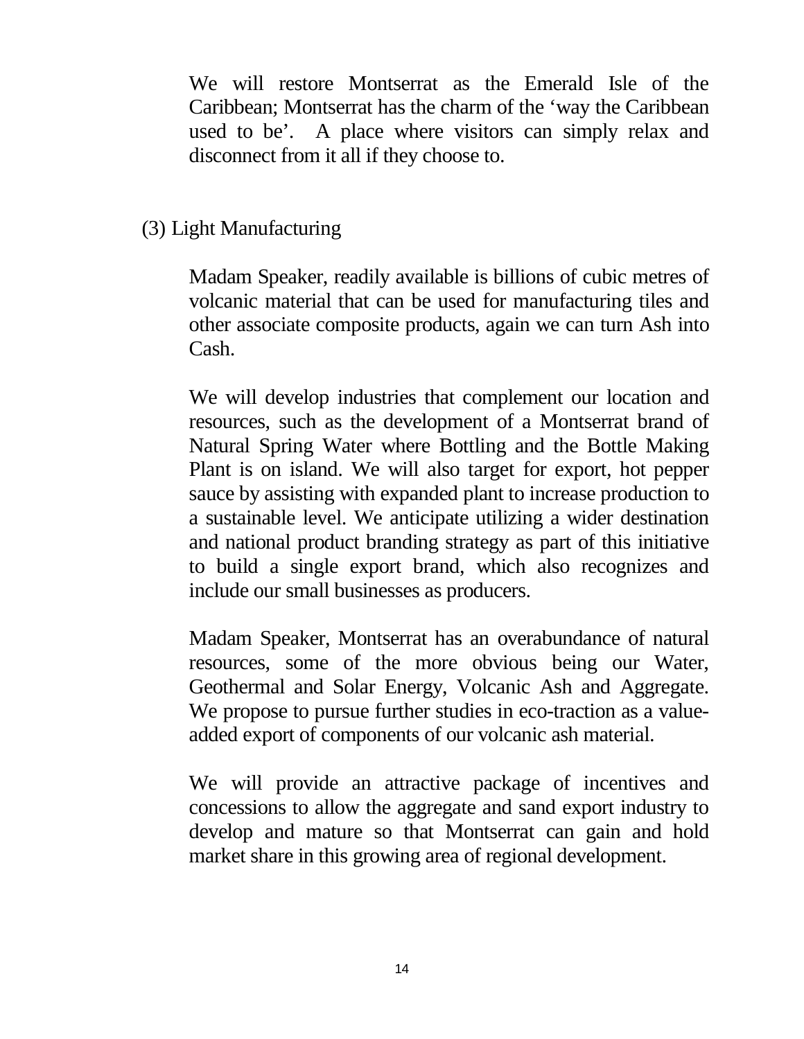We will restore Montserrat as the Emerald Isle of the Caribbean; Montserrat has the charm of the 'way the Caribbean used to be'. A place where visitors can simply relax and disconnect from it all if they choose to.

(3) Light Manufacturing

Madam Speaker, readily available is billions of cubic metres of volcanic material that can be used for manufacturing tiles and other associate composite products, again we can turn Ash into Cash.

We will develop industries that complement our location and resources, such as the development of a Montserrat brand of Natural Spring Water where Bottling and the Bottle Making Plant is on island. We will also target for export, hot pepper sauce by assisting with expanded plant to increase production to a sustainable level. We anticipate utilizing a wider destination and national product branding strategy as part of this initiative to build a single export brand, which also recognizes and include our small businesses as producers.

Madam Speaker, Montserrat has an overabundance of natural resources, some of the more obvious being our Water, Geothermal and Solar Energy, Volcanic Ash and Aggregate. We propose to pursue further studies in eco-traction as a value-added export of components of our volcanic ash material.

We will provide an attractive package of incentives and concessions to allow the aggregate and sand export industry to develop and mature so that Montserrat can gain and hold market share in this growing area of regional development.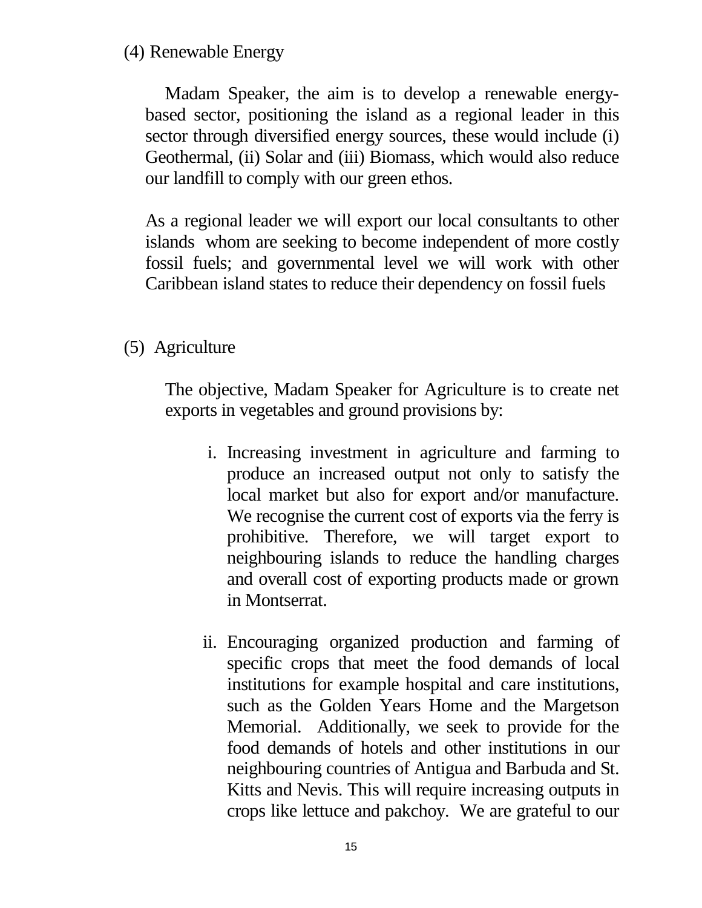## (4) Renewable Energy

Madam Speaker, the aim is to develop a renewable energy-based sector, positioning the island as a regional leader in this sector through diversified energy sources, these would include (i) Geothermal, (ii) Solar and (iii) Biomass, which would also reduce our landfill to comply with our green ethos.

As a regional leader we will export our local consultants to other islands whom are seeking to become independent of more costly fossil fuels; and governmental level we will work with other Caribbean island states to reduce their dependency on fossil fuels

## (5) Agriculture

The objective, Madam Speaker for Agriculture is to create net exports in vegetables and ground provisions by:

i. Increasing investment in agriculture and farming to produce an increased output not only to satisfy the local market but also for export and/or manufacture. We recognise the current cost of exports via the ferry is prohibitive. Therefore, we will target export to neighbouring islands to reduce the handling charges and overall cost of exporting products made or grown in Montserrat.

ii. Encouraging organized production and farming of specific crops that meet the food demands of local institutions for example hospital and care institutions, such as the Golden Years Home and the Margetson Memorial. Additionally, we seek to provide for the food demands of hotels and other institutions in our neighbouring countries of Antigua and Barbuda and St. Kitts and Nevis. This will require increasing outputs in crops like lettuce and pakchoy. We are grateful to our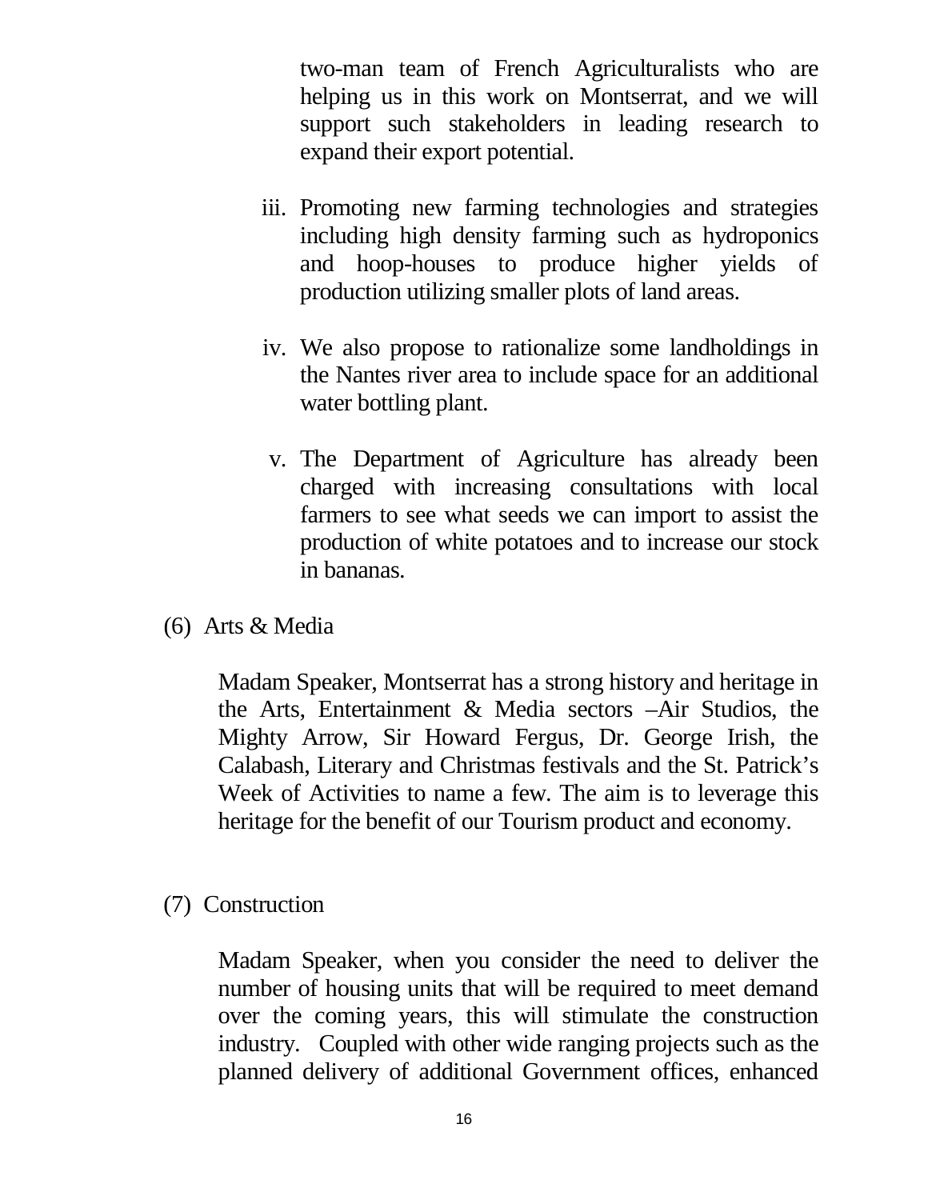two-man team of French Agriculturalists who are helping us in this work on Montserrat, and we will support such stakeholders in leading research to expand their export potential.

iii. Promoting new farming technologies and strategies including high density farming such as hydroponics and hoop-houses to produce higher yields of production utilizing smaller plots of land areas.

iv. We also propose to rationalize some landholdings in the Nantes river area to include space for an additional water bottling plant.

v. The Department of Agriculture has already been charged with increasing consultations with local farmers to see what seeds we can import to assist the production of white potatoes and to increase our stock in bananas.

(6) Arts & Media

Madam Speaker, Montserrat has a strong history and heritage in the Arts, Entertainment & Media sectors –Air Studios, the Mighty Arrow, Sir Howard Fergus, Dr. George Irish, the Calabash, Literary and Christmas festivals and the St. Patrick's Week of Activities to name a few. The aim is to leverage this heritage for the benefit of our Tourism product and economy.

(7) Construction

Madam Speaker, when you consider the need to deliver the number of housing units that will be required to meet demand over the coming years, this will stimulate the construction industry. Coupled with other wide ranging projects such as the planned delivery of additional Government offices, enhanced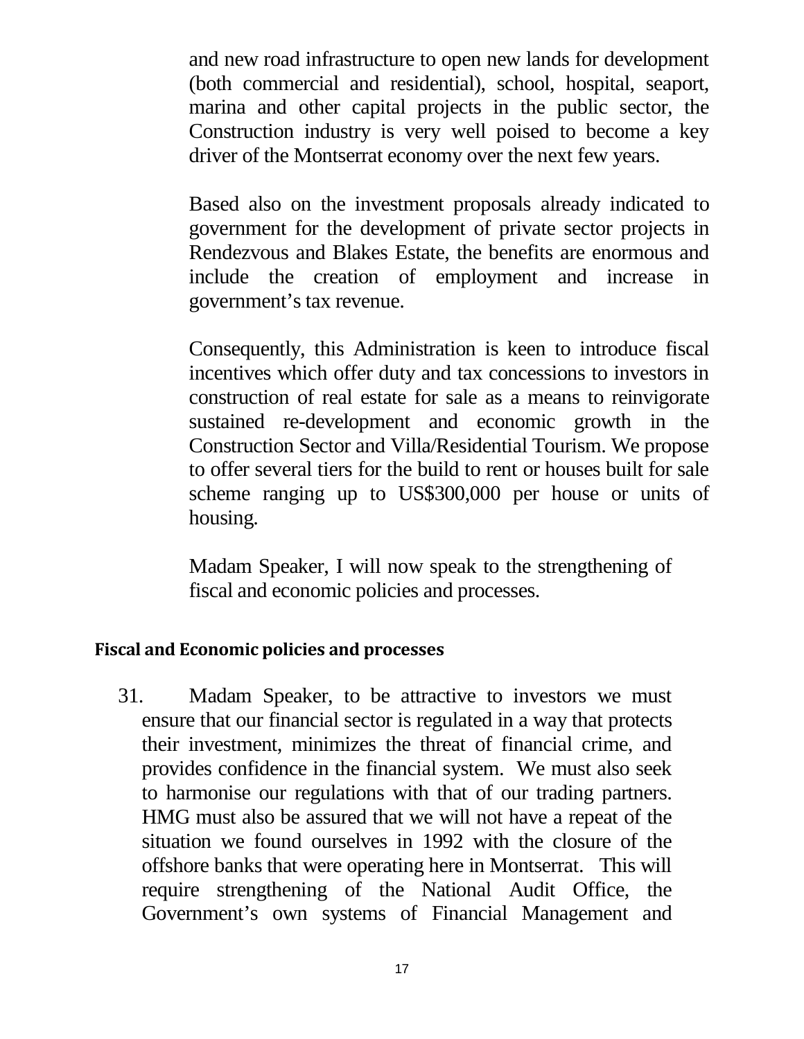and new road infrastructure to open new lands for development (both commercial and residential), school, hospital, seaport, marina and other capital projects in the public sector, the Construction industry is very well poised to become a key driver of the Montserrat economy over the next few years.

Based also on the investment proposals already indicated to government for the development of private sector projects in Rendezvous and Blakes Estate, the benefits are enormous and include the creation of employment and increase in government's tax revenue.

Consequently, this Administration is keen to introduce fiscal incentives which offer duty and tax concessions to investors in construction of real estate for sale as a means to reinvigorate sustained re-development and economic growth in the Construction Sector and Villa/Residential Tourism. We propose to offer several tiers for the build to rent or houses built for sale scheme ranging up to US$300,000 per house or units of housing.

Madam Speaker, I will now speak to the strengthening of fiscal and economic policies and processes.

## Fiscal and Economic policies and processes

31. Madam Speaker, to be attractive to investors we must ensure that our financial sector is regulated in a way that protects their investment, minimizes the threat of financial crime, and provides confidence in the financial system. We must also seek to harmonise our regulations with that of our trading partners. HMG must also be assured that we will not have a repeat of the situation we found ourselves in 1992 with the closure of the offshore banks that were operating here in Montserrat. This will require strengthening of the National Audit Office, the Government's own systems of Financial Management and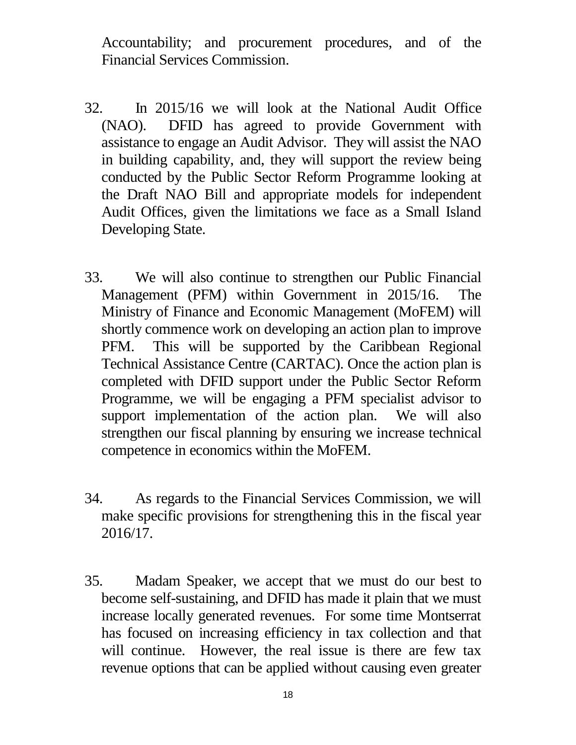Accountability; and procurement procedures, and of the Financial Services Commission.

32. In 2015/16 we will look at the National Audit Office (NAO). DFID has agreed to provide Government with assistance to engage an Audit Advisor. They will assist the NAO in building capability, and, they will support the review being conducted by the Public Sector Reform Programme looking at the Draft NAO Bill and appropriate models for independent Audit Offices, given the limitations we face as a Small Island Developing State.

33. We will also continue to strengthen our Public Financial Management (PFM) within Government in 2015/16. The Ministry of Finance and Economic Management (MoFEM) will shortly commence work on developing an action plan to improve PFM. This will be supported by the Caribbean Regional Technical Assistance Centre (CARTAC). Once the action plan is completed with DFID support under the Public Sector Reform Programme, we will be engaging a PFM specialist advisor to support implementation of the action plan. We will also strengthen our fiscal planning by ensuring we increase technical competence in economics within the MoFEM.

34. As regards to the Financial Services Commission, we will make specific provisions for strengthening this in the fiscal year 2016/17.

35. Madam Speaker, we accept that we must do our best to become self-sustaining, and DFID has made it plain that we must increase locally generated revenues. For some time Montserrat has focused on increasing efficiency in tax collection and that will continue. However, the real issue is there are few tax revenue options that can be applied without causing even greater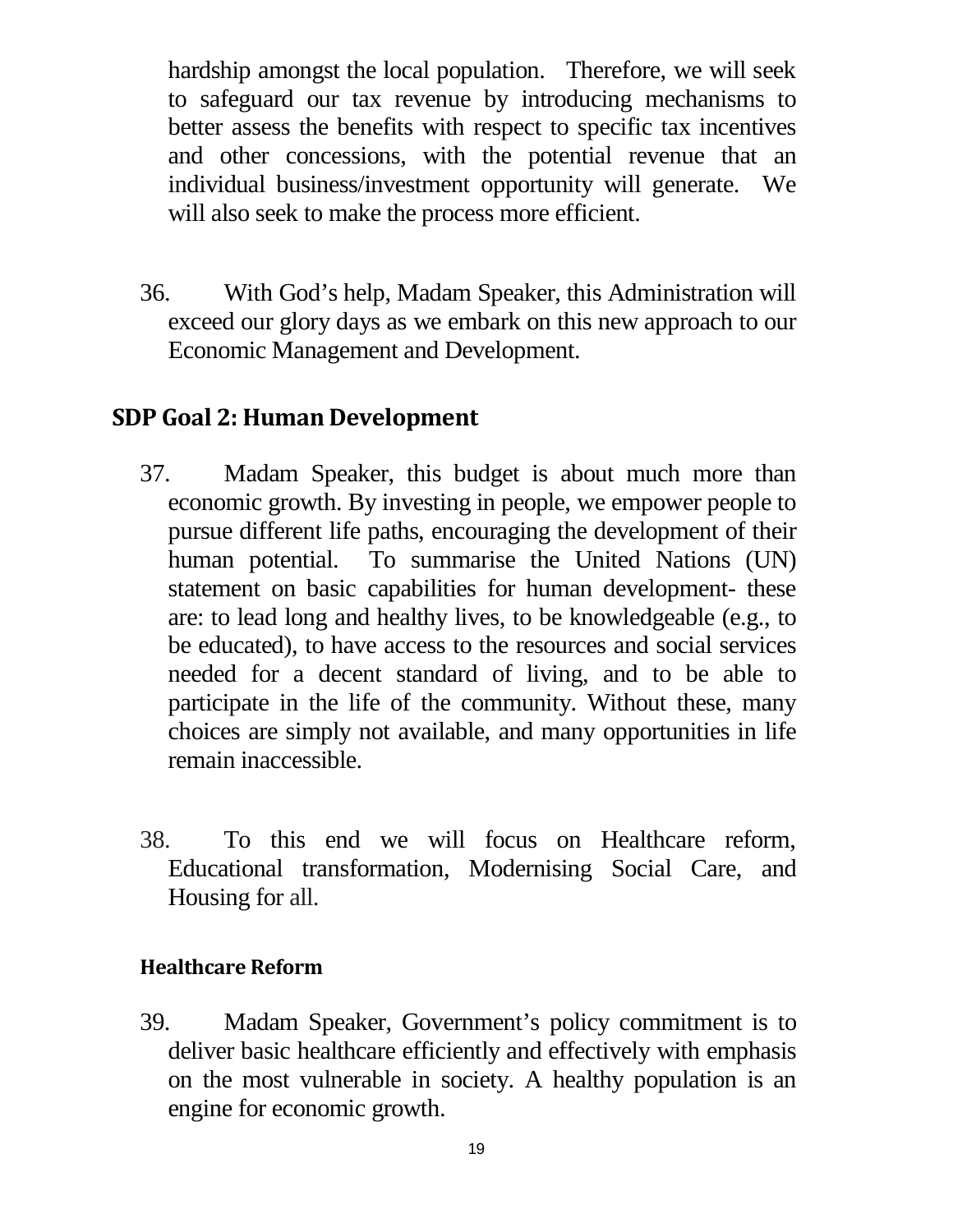hardship amongst the local population. Therefore, we will seek to safeguard our tax revenue by introducing mechanisms to better assess the benefits with respect to specific tax incentives and other concessions, with the potential revenue that an individual business/investment opportunity will generate. We will also seek to make the process more efficient.

36. With God's help, Madam Speaker, this Administration will exceed our glory days as we embark on this new approach to our Economic Management and Development.

## SDP Goal 2: Human Development

37. Madam Speaker, this budget is about much more than economic growth. By investing in people, we empower people to pursue different life paths, encouraging the development of their human potential. To summarise the United Nations (UN) statement on basic capabilities for human development- these are: to lead long and healthy lives, to be knowledgeable (e.g., to be educated), to have access to the resources and social services needed for a decent standard of living, and to be able to participate in the life of the community. Without these, many choices are simply not available, and many opportunities in life remain inaccessible.

38. To this end we will focus on Healthcare reform, Educational transformation, Modernising Social Care, and Housing for all.

### Healthcare Reform

39. Madam Speaker, Government's policy commitment is to deliver basic healthcare efficiently and effectively with emphasis on the most vulnerable in society. A healthy population is an engine for economic growth.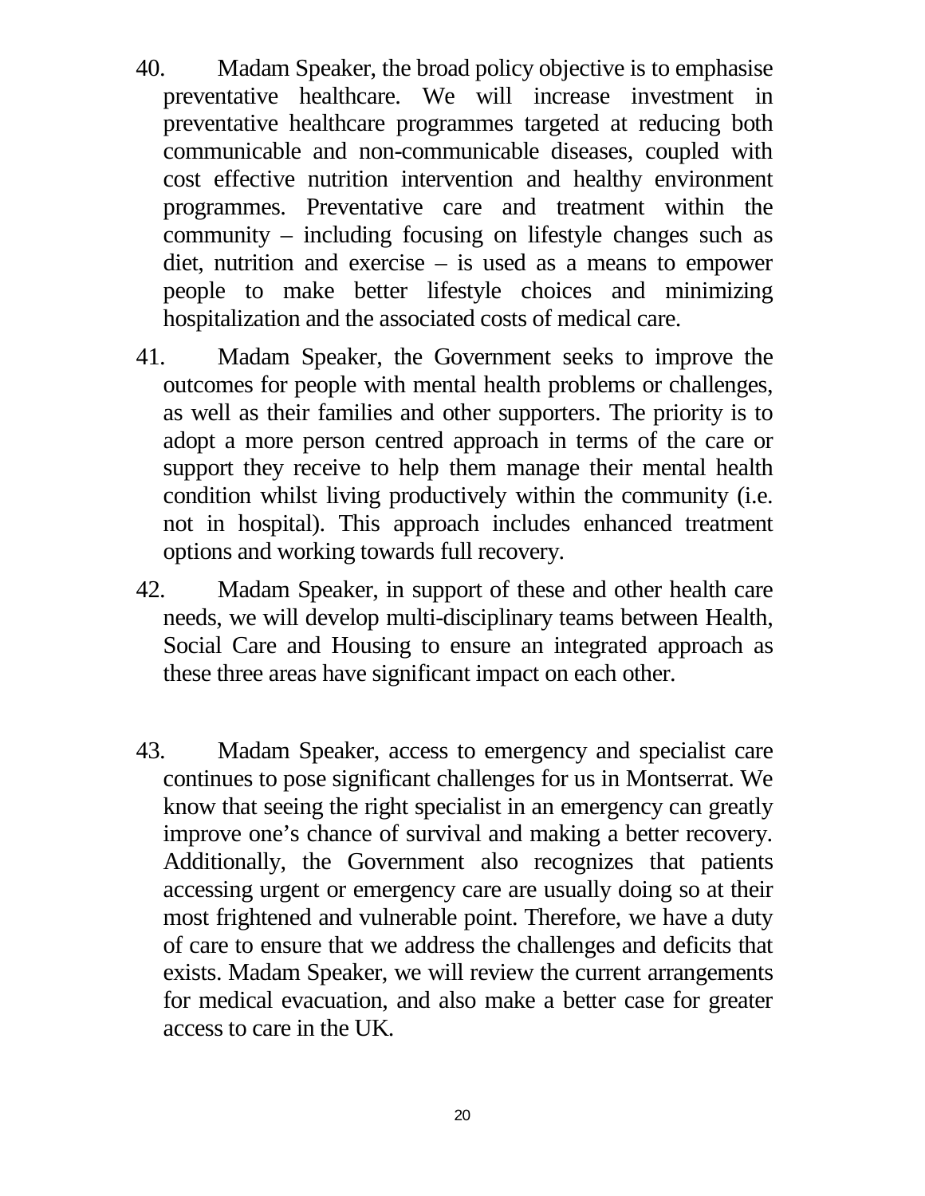40. Madam Speaker, the broad policy objective is to emphasise preventative healthcare. We will increase investment in preventative healthcare programmes targeted at reducing both communicable and non-communicable diseases, coupled with cost effective nutrition intervention and healthy environment programmes. Preventative care and treatment within the community – including focusing on lifestyle changes such as diet, nutrition and exercise – is used as a means to empower people to make better lifestyle choices and minimizing hospitalization and the associated costs of medical care.

41. Madam Speaker, the Government seeks to improve the outcomes for people with mental health problems or challenges, as well as their families and other supporters. The priority is to adopt a more person centred approach in terms of the care or support they receive to help them manage their mental health condition whilst living productively within the community (i.e. not in hospital). This approach includes enhanced treatment options and working towards full recovery.

42. Madam Speaker, in support of these and other health care needs, we will develop multi-disciplinary teams between Health, Social Care and Housing to ensure an integrated approach as these three areas have significant impact on each other.

43. Madam Speaker, access to emergency and specialist care continues to pose significant challenges for us in Montserrat. We know that seeing the right specialist in an emergency can greatly improve one's chance of survival and making a better recovery. Additionally, the Government also recognizes that patients accessing urgent or emergency care are usually doing so at their most frightened and vulnerable point. Therefore, we have a duty of care to ensure that we address the challenges and deficits that exists. Madam Speaker, we will review the current arrangements for medical evacuation, and also make a better case for greater access to care in the UK.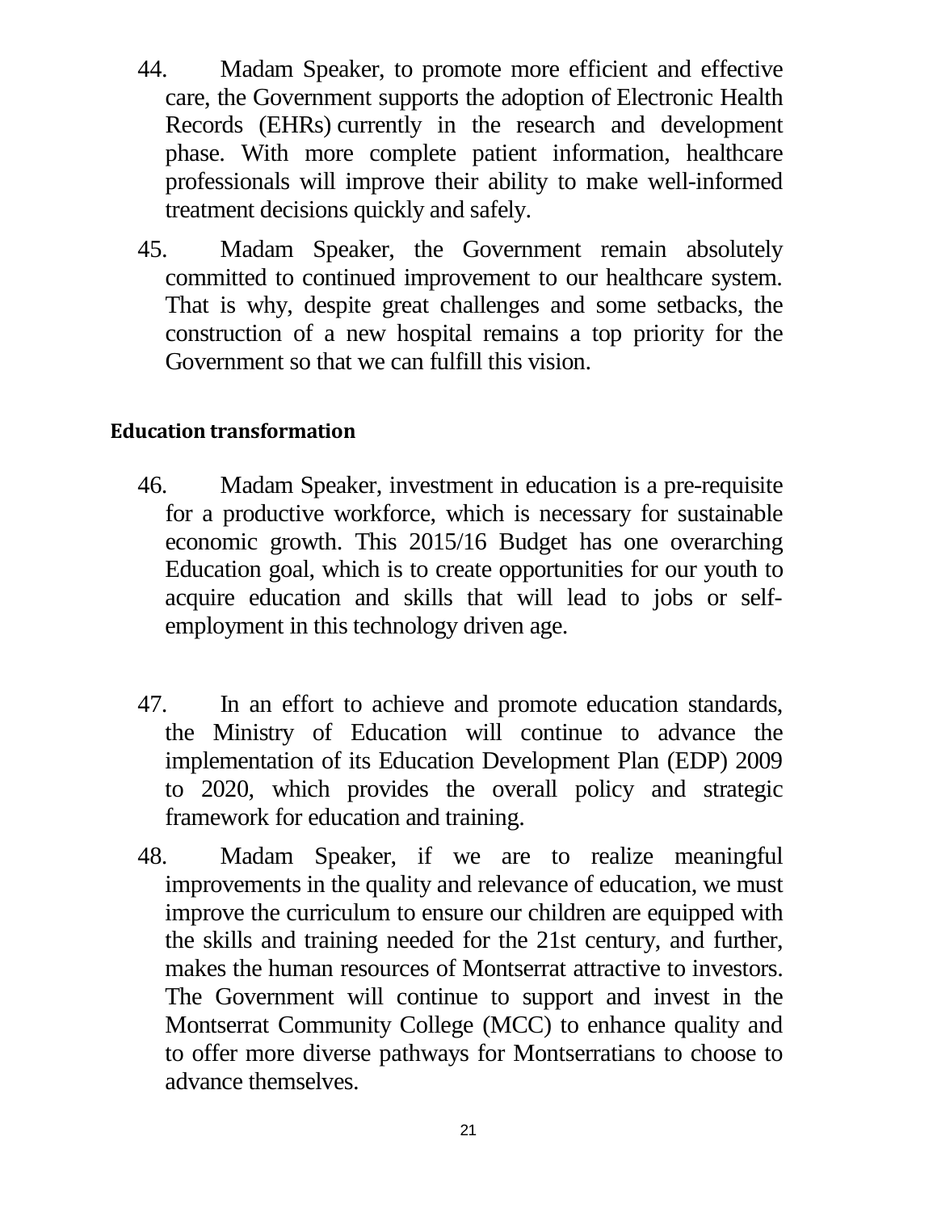44. Madam Speaker, to promote more efficient and effective care, the Government supports the adoption of Electronic Health Records (EHRs) currently in the research and development phase. With more complete patient information, healthcare professionals will improve their ability to make well-informed treatment decisions quickly and safely.

45. Madam Speaker, the Government remain absolutely committed to continued improvement to our healthcare system. That is why, despite great challenges and some setbacks, the construction of a new hospital remains a top priority for the Government so that we can fulfill this vision.

**Education transformation**

46. Madam Speaker, investment in education is a pre-requisite for a productive workforce, which is necessary for sustainable economic growth. This 2015/16 Budget has one overarching Education goal, which is to create opportunities for our youth to acquire education and skills that will lead to jobs or self-employment in this technology driven age.

47. In an effort to achieve and promote education standards, the Ministry of Education will continue to advance the implementation of its Education Development Plan (EDP) 2009 to 2020, which provides the overall policy and strategic framework for education and training.

48. Madam Speaker, if we are to realize meaningful improvements in the quality and relevance of education, we must improve the curriculum to ensure our children are equipped with the skills and training needed for the 21st century, and further, makes the human resources of Montserrat attractive to investors. The Government will continue to support and invest in the Montserrat Community College (MCC) to enhance quality and to offer more diverse pathways for Montserratians to choose to advance themselves.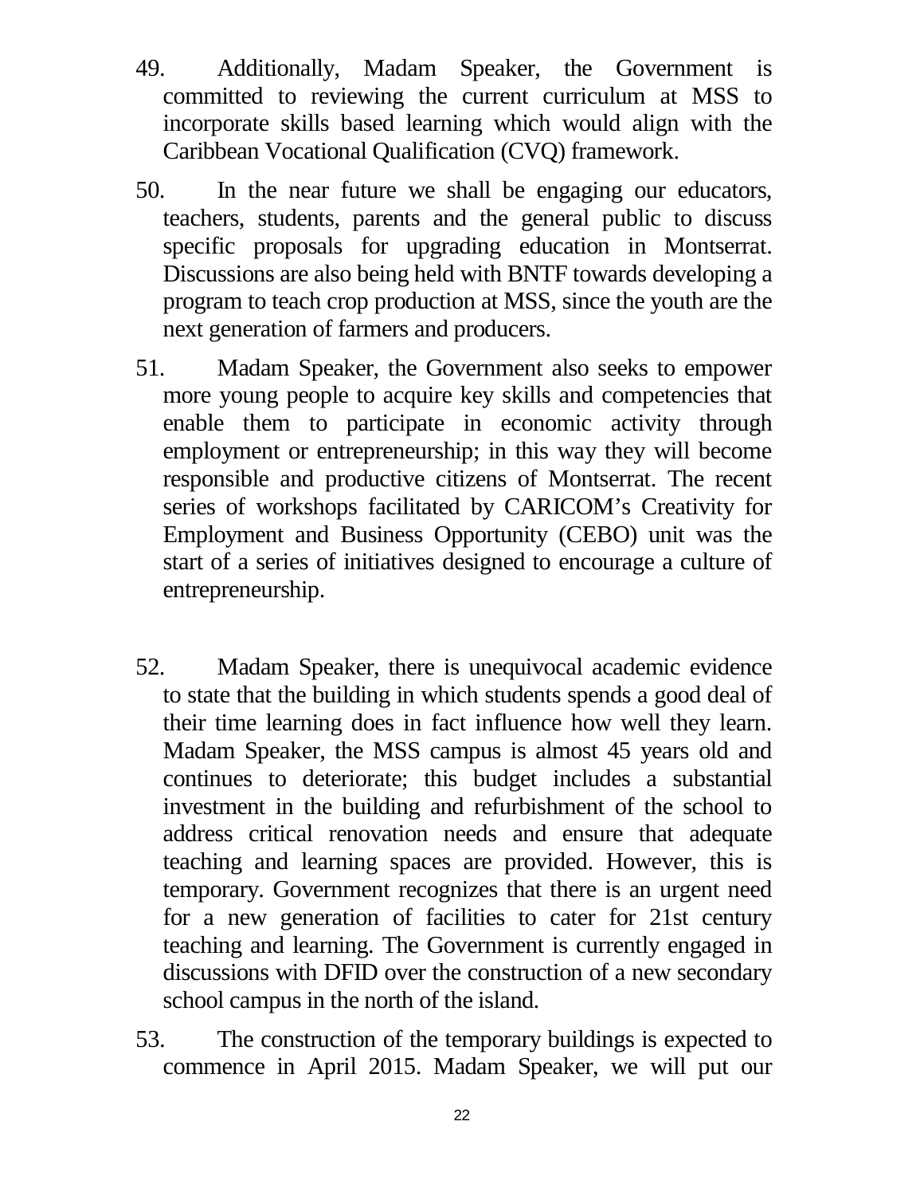49. Additionally, Madam Speaker, the Government is committed to reviewing the current curriculum at MSS to incorporate skills based learning which would align with the Caribbean Vocational Qualification (CVQ) framework.

50. In the near future we shall be engaging our educators, teachers, students, parents and the general public to discuss specific proposals for upgrading education in Montserrat. Discussions are also being held with BNTF towards developing a program to teach crop production at MSS, since the youth are the next generation of farmers and producers.

51. Madam Speaker, the Government also seeks to empower more young people to acquire key skills and competencies that enable them to participate in economic activity through employment or entrepreneurship; in this way they will become responsible and productive citizens of Montserrat. The recent series of workshops facilitated by CARICOM's Creativity for Employment and Business Opportunity (CEBO) unit was the start of a series of initiatives designed to encourage a culture of entrepreneurship.

52. Madam Speaker, there is unequivocal academic evidence to state that the building in which students spends a good deal of their time learning does in fact influence how well they learn. Madam Speaker, the MSS campus is almost 45 years old and continues to deteriorate; this budget includes a substantial investment in the building and refurbishment of the school to address critical renovation needs and ensure that adequate teaching and learning spaces are provided. However, this is temporary. Government recognizes that there is an urgent need for a new generation of facilities to cater for 21st century teaching and learning. The Government is currently engaged in discussions with DFID over the construction of a new secondary school campus in the north of the island.

53. The construction of the temporary buildings is expected to commence in April 2015. Madam Speaker, we will put our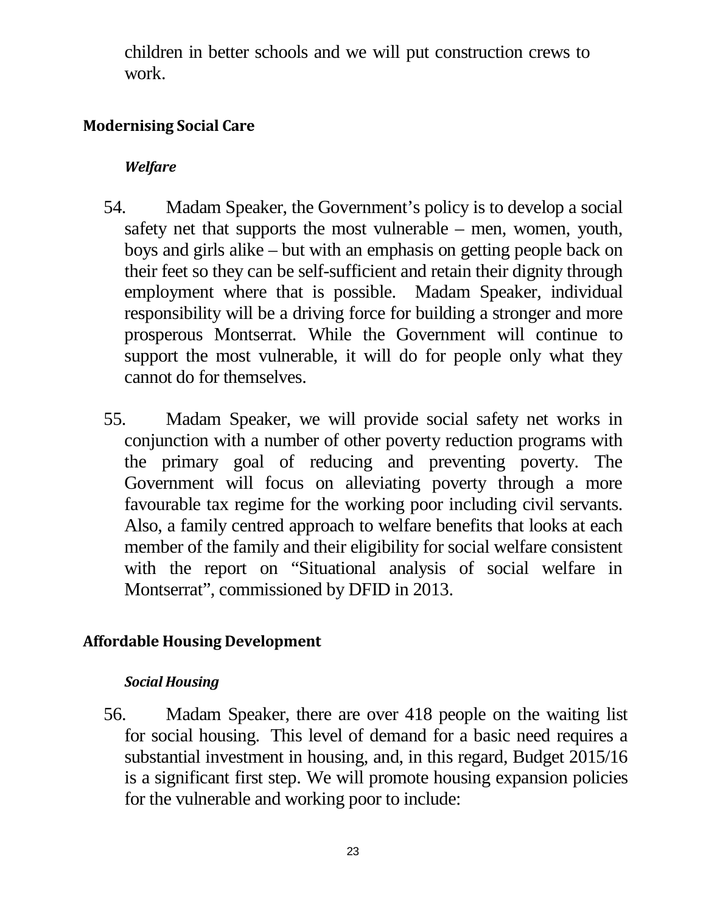children in better schools and we will put construction crews to work.

## Modernising Social Care

### *Welfare*

54. Madam Speaker, the Government's policy is to develop a social safety net that supports the most vulnerable – men, women, youth, boys and girls alike – but with an emphasis on getting people back on their feet so they can be self-sufficient and retain their dignity through employment where that is possible. Madam Speaker, individual responsibility will be a driving force for building a stronger and more prosperous Montserrat. While the Government will continue to support the most vulnerable, it will do for people only what they cannot do for themselves.

55. Madam Speaker, we will provide social safety net works in conjunction with a number of other poverty reduction programs with the primary goal of reducing and preventing poverty. The Government will focus on alleviating poverty through a more favourable tax regime for the working poor including civil servants. Also, a family centred approach to welfare benefits that looks at each member of the family and their eligibility for social welfare consistent with the report on "Situational analysis of social welfare in Montserrat", commissioned by DFID in 2013.

## Affordable Housing Development

### *Social Housing*

56. Madam Speaker, there are over 418 people on the waiting list for social housing. This level of demand for a basic need requires a substantial investment in housing, and, in this regard, Budget 2015/16 is a significant first step. We will promote housing expansion policies for the vulnerable and working poor to include: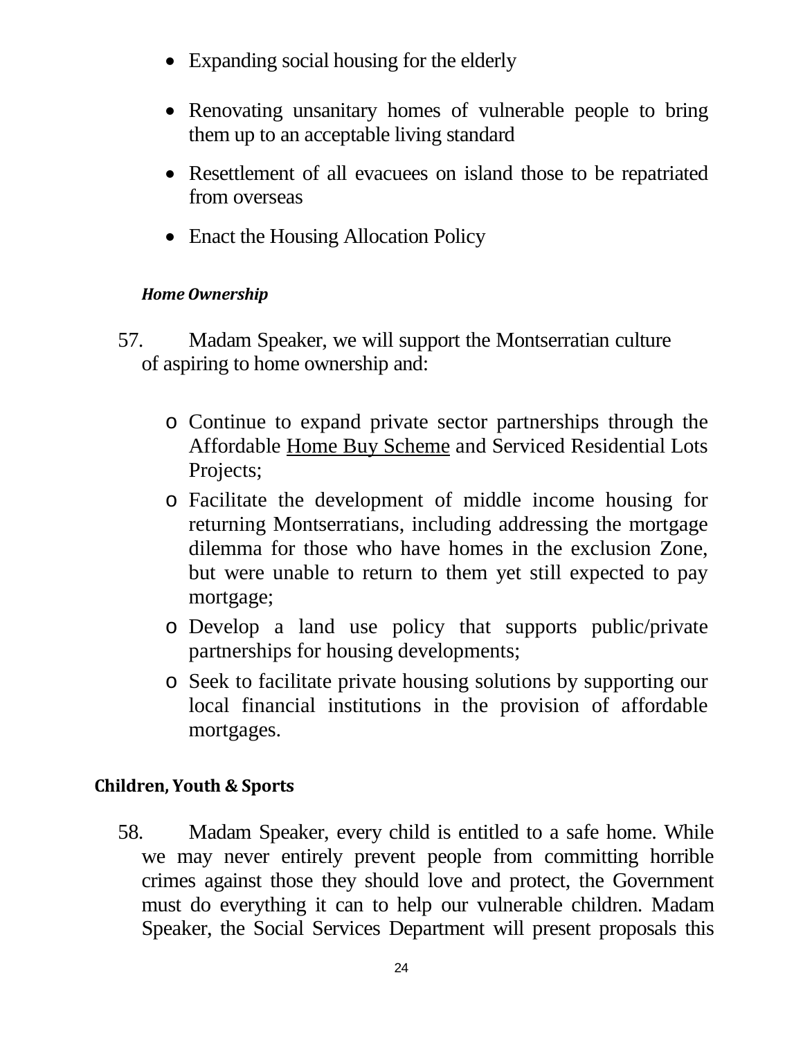- Expanding social housing for the elderly
- Renovating unsanitary homes of vulnerable people to bring them up to an acceptable living standard
- Resettlement of all evacuees on island those to be repatriated from overseas
- Enact the Housing Allocation Policy

#### *Home Ownership*

57. Madam Speaker, we will support the Montserratian culture of aspiring to home ownership and:

  - Continue to expand private sector partnerships through the Affordable Home Buy Scheme and Serviced Residential Lots Projects;
  - Facilitate the development of middle income housing for returning Montserratians, including addressing the mortgage dilemma for those who have homes in the exclusion Zone, but were unable to return to them yet still expected to pay mortgage;
  - Develop a land use policy that supports public/private partnerships for housing developments;
  - Seek to facilitate private housing solutions by supporting our local financial institutions in the provision of affordable mortgages.

### Children, Youth & Sports

58. Madam Speaker, every child is entitled to a safe home. While we may never entirely prevent people from committing horrible crimes against those they should love and protect, the Government must do everything it can to help our vulnerable children. Madam Speaker, the Social Services Department will present proposals this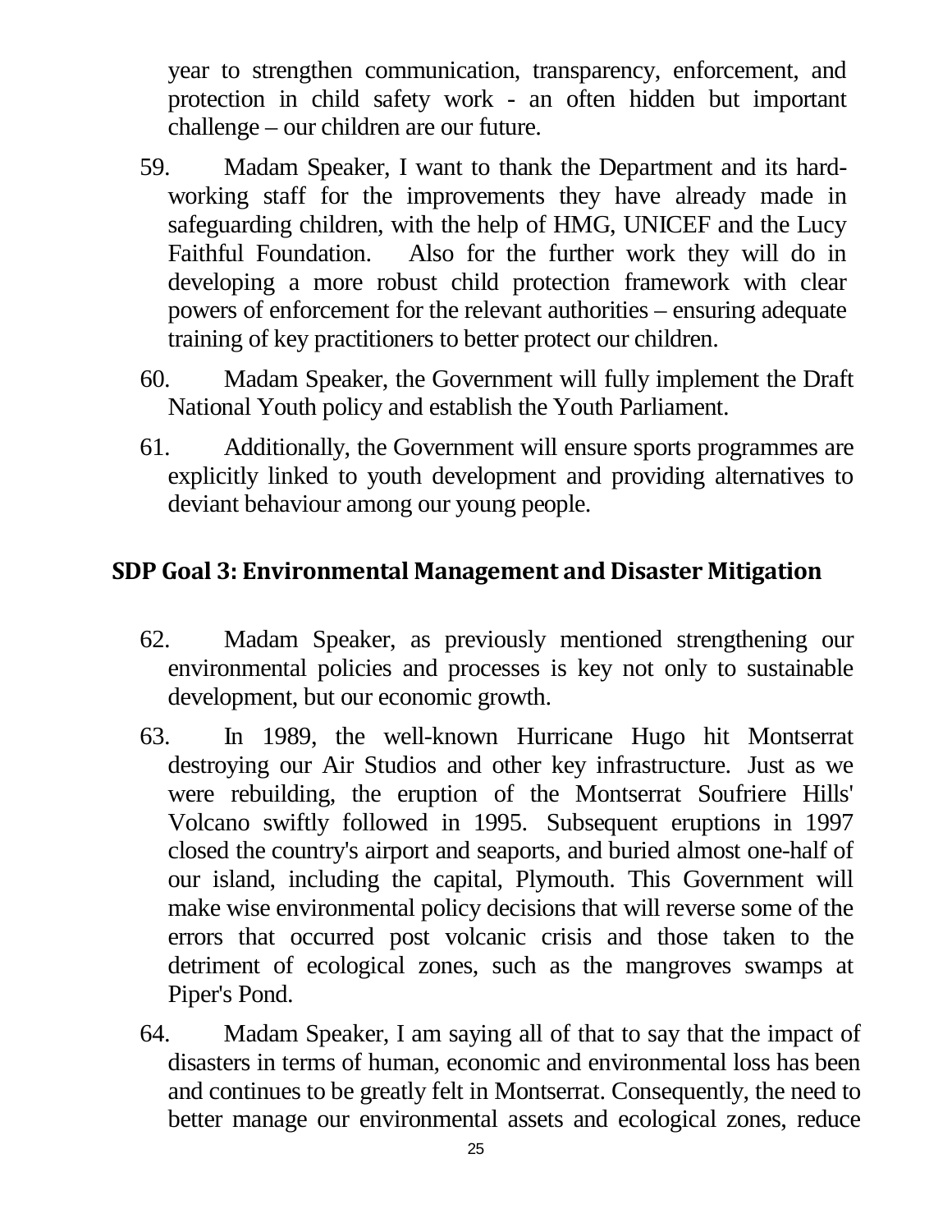year to strengthen communication, transparency, enforcement, and protection in child safety work - an often hidden but important challenge – our children are our future.

59. Madam Speaker, I want to thank the Department and its hard-working staff for the improvements they have already made in safeguarding children, with the help of HMG, UNICEF and the Lucy Faithful Foundation. Also for the further work they will do in developing a more robust child protection framework with clear powers of enforcement for the relevant authorities – ensuring adequate training of key practitioners to better protect our children.

60. Madam Speaker, the Government will fully implement the Draft National Youth policy and establish the Youth Parliament.

61. Additionally, the Government will ensure sports programmes are explicitly linked to youth development and providing alternatives to deviant behaviour among our young people.

## SDP Goal 3: Environmental Management and Disaster Mitigation

62. Madam Speaker, as previously mentioned strengthening our environmental policies and processes is key not only to sustainable development, but our economic growth.

63. In 1989, the well-known Hurricane Hugo hit Montserrat destroying our Air Studios and other key infrastructure. Just as we were rebuilding, the eruption of the Montserrat Soufriere Hills' Volcano swiftly followed in 1995. Subsequent eruptions in 1997 closed the country's airport and seaports, and buried almost one-half of our island, including the capital, Plymouth. This Government will make wise environmental policy decisions that will reverse some of the errors that occurred post volcanic crisis and those taken to the detriment of ecological zones, such as the mangroves swamps at Piper's Pond.

64. Madam Speaker, I am saying all of that to say that the impact of disasters in terms of human, economic and environmental loss has been and continues to be greatly felt in Montserrat. Consequently, the need to better manage our environmental assets and ecological zones, reduce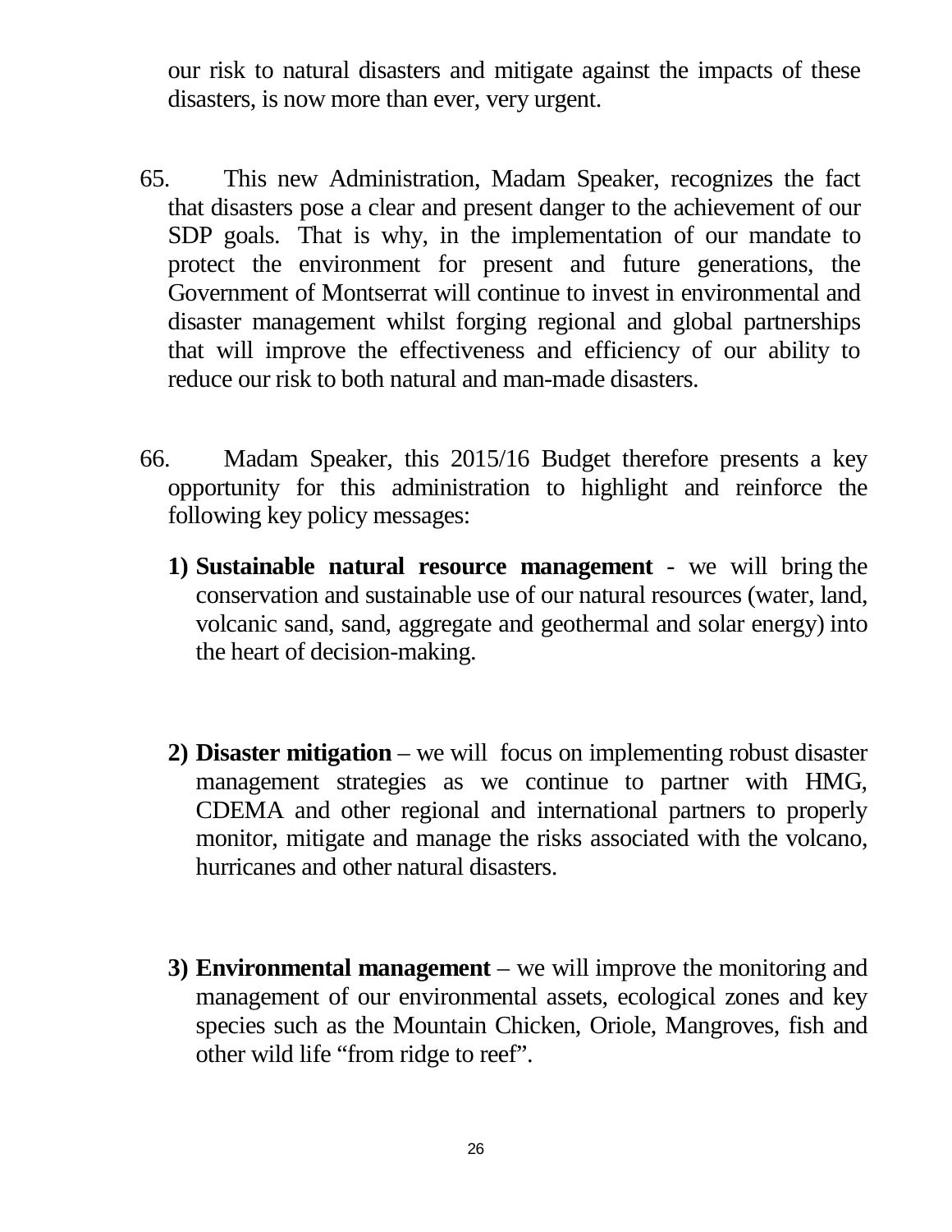our risk to natural disasters and mitigate against the impacts of these disasters, is now more than ever, very urgent.

65. This new Administration, Madam Speaker, recognizes the fact that disasters pose a clear and present danger to the achievement of our SDP goals. That is why, in the implementation of our mandate to protect the environment for present and future generations, the Government of Montserrat will continue to invest in environmental and disaster management whilst forging regional and global partnerships that will improve the effectiveness and efficiency of our ability to reduce our risk to both natural and man-made disasters.

66. Madam Speaker, this 2015/16 Budget therefore presents a key opportunity for this administration to highlight and reinforce the following key policy messages:

1) **Sustainable natural resource management** - we will bring the conservation and sustainable use of our natural resources (water, land, volcanic sand, sand, aggregate and geothermal and solar energy) into the heart of decision-making.

2) **Disaster mitigation** – we will focus on implementing robust disaster management strategies as we continue to partner with HMG, CDEMA and other regional and international partners to properly monitor, mitigate and manage the risks associated with the volcano, hurricanes and other natural disasters.

3) **Environmental management** – we will improve the monitoring and management of our environmental assets, ecological zones and key species such as the Mountain Chicken, Oriole, Mangroves, fish and other wild life "from ridge to reef".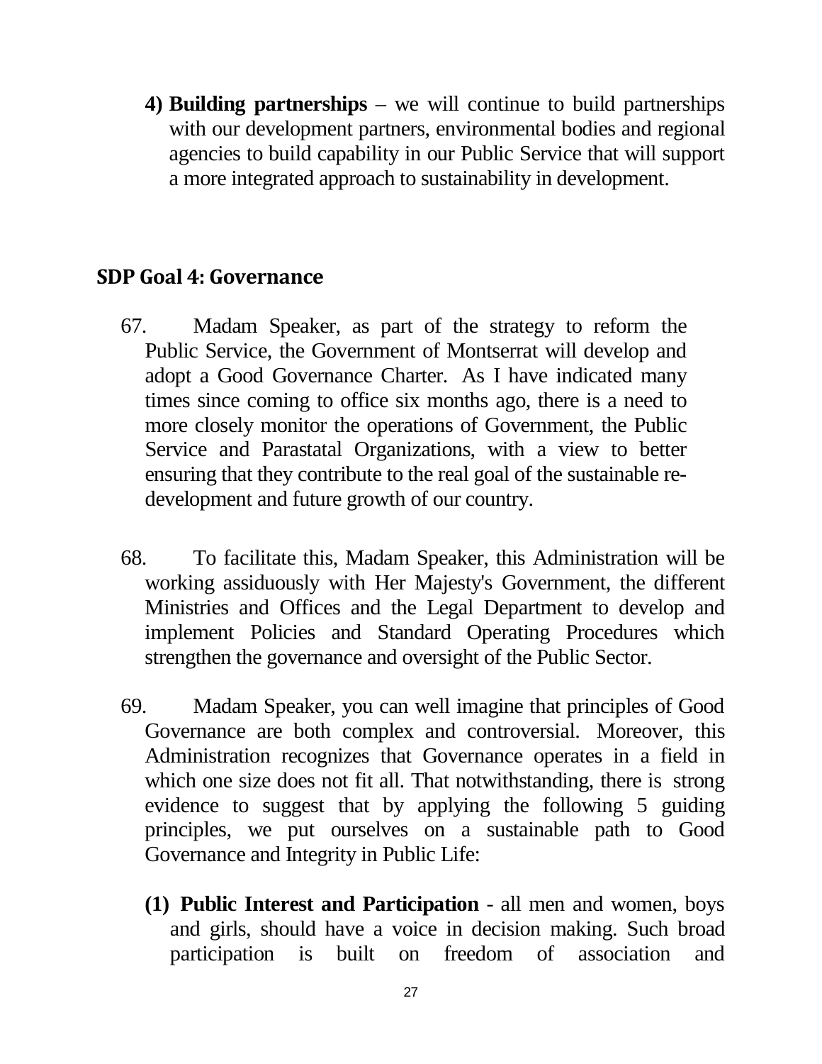**4) Building partnerships** – we will continue to build partnerships with our development partners, environmental bodies and regional agencies to build capability in our Public Service that will support a more integrated approach to sustainability in development.

## SDP Goal 4: Governance

67. Madam Speaker, as part of the strategy to reform the Public Service, the Government of Montserrat will develop and adopt a Good Governance Charter. As I have indicated many times since coming to office six months ago, there is a need to more closely monitor the operations of Government, the Public Service and Parastatal Organizations, with a view to better ensuring that they contribute to the real goal of the sustainable re-development and future growth of our country.

68. To facilitate this, Madam Speaker, this Administration will be working assiduously with Her Majesty's Government, the different Ministries and Offices and the Legal Department to develop and implement Policies and Standard Operating Procedures which strengthen the governance and oversight of the Public Sector.

69. Madam Speaker, you can well imagine that principles of Good Governance are both complex and controversial. Moreover, this Administration recognizes that Governance operates in a field in which one size does not fit all. That notwithstanding, there is strong evidence to suggest that by applying the following 5 guiding principles, we put ourselves on a sustainable path to Good Governance and Integrity in Public Life:

**(1) Public Interest and Participation** - all men and women, boys and girls, should have a voice in decision making. Such broad participation is built on freedom of association and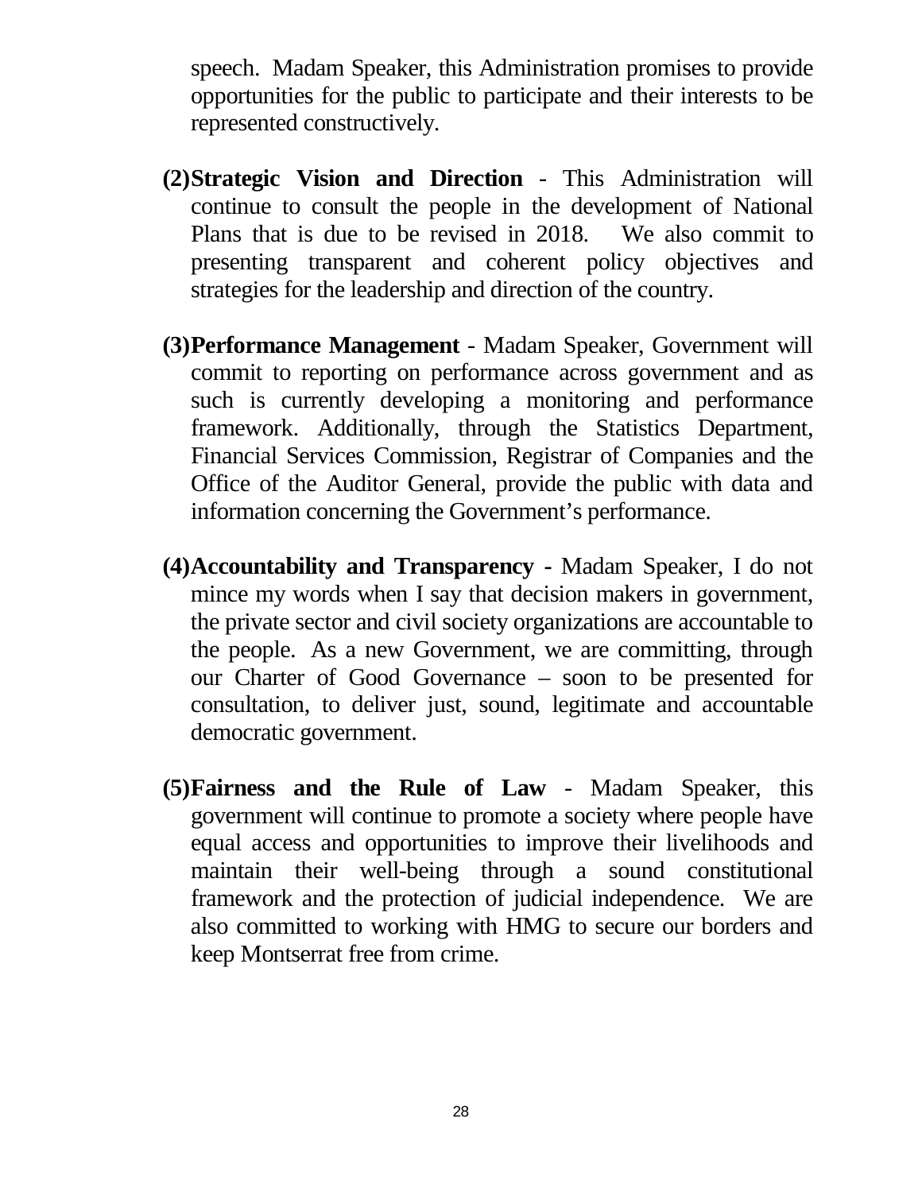speech. Madam Speaker, this Administration promises to provide opportunities for the public to participate and their interests to be represented constructively.

(2) **Strategic Vision and Direction** - This Administration will continue to consult the people in the development of National Plans that is due to be revised in 2018. We also commit to presenting transparent and coherent policy objectives and strategies for the leadership and direction of the country.

(3) **Performance Management** - Madam Speaker, Government will commit to reporting on performance across government and as such is currently developing a monitoring and performance framework. Additionally, through the Statistics Department, Financial Services Commission, Registrar of Companies and the Office of the Auditor General, provide the public with data and information concerning the Government's performance.

(4) **Accountability and Transparency** - Madam Speaker, I do not mince my words when I say that decision makers in government, the private sector and civil society organizations are accountable to the people. As a new Government, we are committing, through our Charter of Good Governance – soon to be presented for consultation, to deliver just, sound, legitimate and accountable democratic government.

(5) **Fairness and the Rule of Law** - Madam Speaker, this government will continue to promote a society where people have equal access and opportunities to improve their livelihoods and maintain their well-being through a sound constitutional framework and the protection of judicial independence. We are also committed to working with HMG to secure our borders and keep Montserrat free from crime.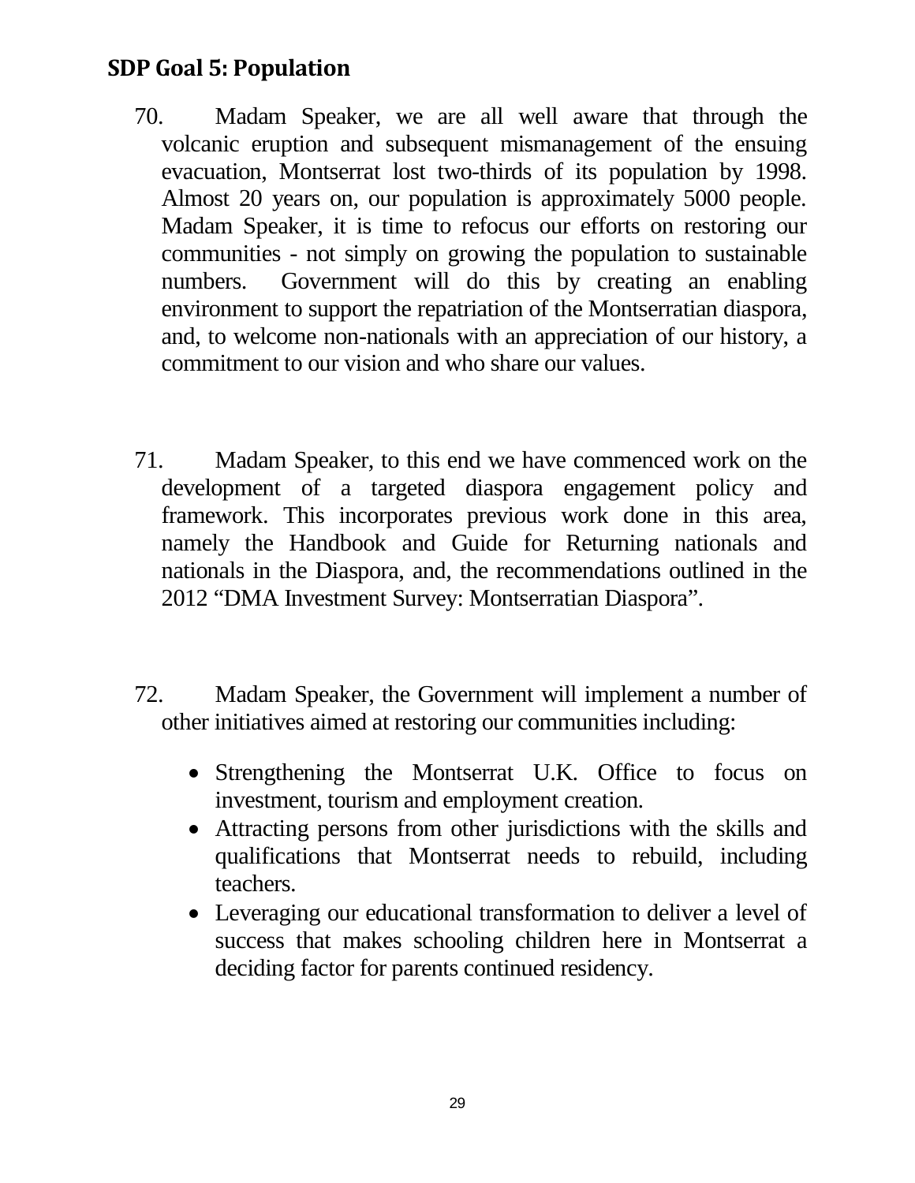## SDP Goal 5: Population

70. Madam Speaker, we are all well aware that through the volcanic eruption and subsequent mismanagement of the ensuing evacuation, Montserrat lost two-thirds of its population by 1998. Almost 20 years on, our population is approximately 5000 people. Madam Speaker, it is time to refocus our efforts on restoring our communities - not simply on growing the population to sustainable numbers. Government will do this by creating an enabling environment to support the repatriation of the Montserratian diaspora, and, to welcome non-nationals with an appreciation of our history, a commitment to our vision and who share our values.

71. Madam Speaker, to this end we have commenced work on the development of a targeted diaspora engagement policy and framework. This incorporates previous work done in this area, namely the Handbook and Guide for Returning nationals and nationals in the Diaspora, and, the recommendations outlined in the 2012 "DMA Investment Survey: Montserratian Diaspora".

72. Madam Speaker, the Government will implement a number of other initiatives aimed at restoring our communities including:

- Strengthening the Montserrat U.K. Office to focus on investment, tourism and employment creation.
- Attracting persons from other jurisdictions with the skills and qualifications that Montserrat needs to rebuild, including teachers.
- Leveraging our educational transformation to deliver a level of success that makes schooling children here in Montserrat a deciding factor for parents continued residency.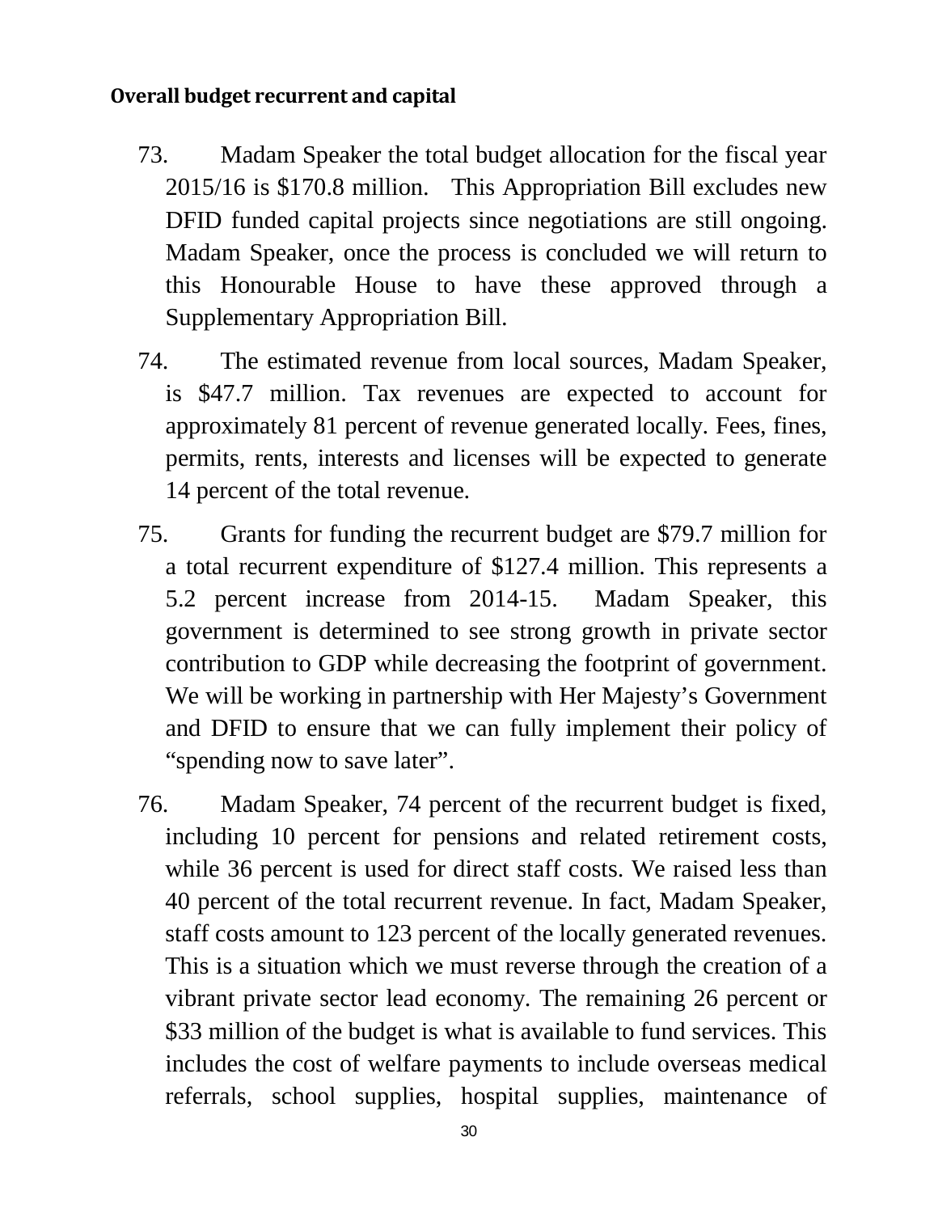**Overall budget recurrent and capital**

73. Madam Speaker the total budget allocation for the fiscal year 2015/16 is $170.8 million. This Appropriation Bill excludes new DFID funded capital projects since negotiations are still ongoing. Madam Speaker, once the process is concluded we will return to this Honourable House to have these approved through a Supplementary Appropriation Bill.

74. The estimated revenue from local sources, Madam Speaker, is $47.7 million. Tax revenues are expected to account for approximately 81 percent of revenue generated locally. Fees, fines, permits, rents, interests and licenses will be expected to generate 14 percent of the total revenue.

75. Grants for funding the recurrent budget are $79.7 million for a total recurrent expenditure of $127.4 million. This represents a 5.2 percent increase from 2014-15. Madam Speaker, this government is determined to see strong growth in private sector contribution to GDP while decreasing the footprint of government. We will be working in partnership with Her Majesty's Government and DFID to ensure that we can fully implement their policy of "spending now to save later".

76. Madam Speaker, 74 percent of the recurrent budget is fixed, including 10 percent for pensions and related retirement costs, while 36 percent is used for direct staff costs. We raised less than 40 percent of the total recurrent revenue. In fact, Madam Speaker, staff costs amount to 123 percent of the locally generated revenues. This is a situation which we must reverse through the creation of a vibrant private sector lead economy. The remaining 26 percent or $33 million of the budget is what is available to fund services. This includes the cost of welfare payments to include overseas medical referrals, school supplies, hospital supplies, maintenance of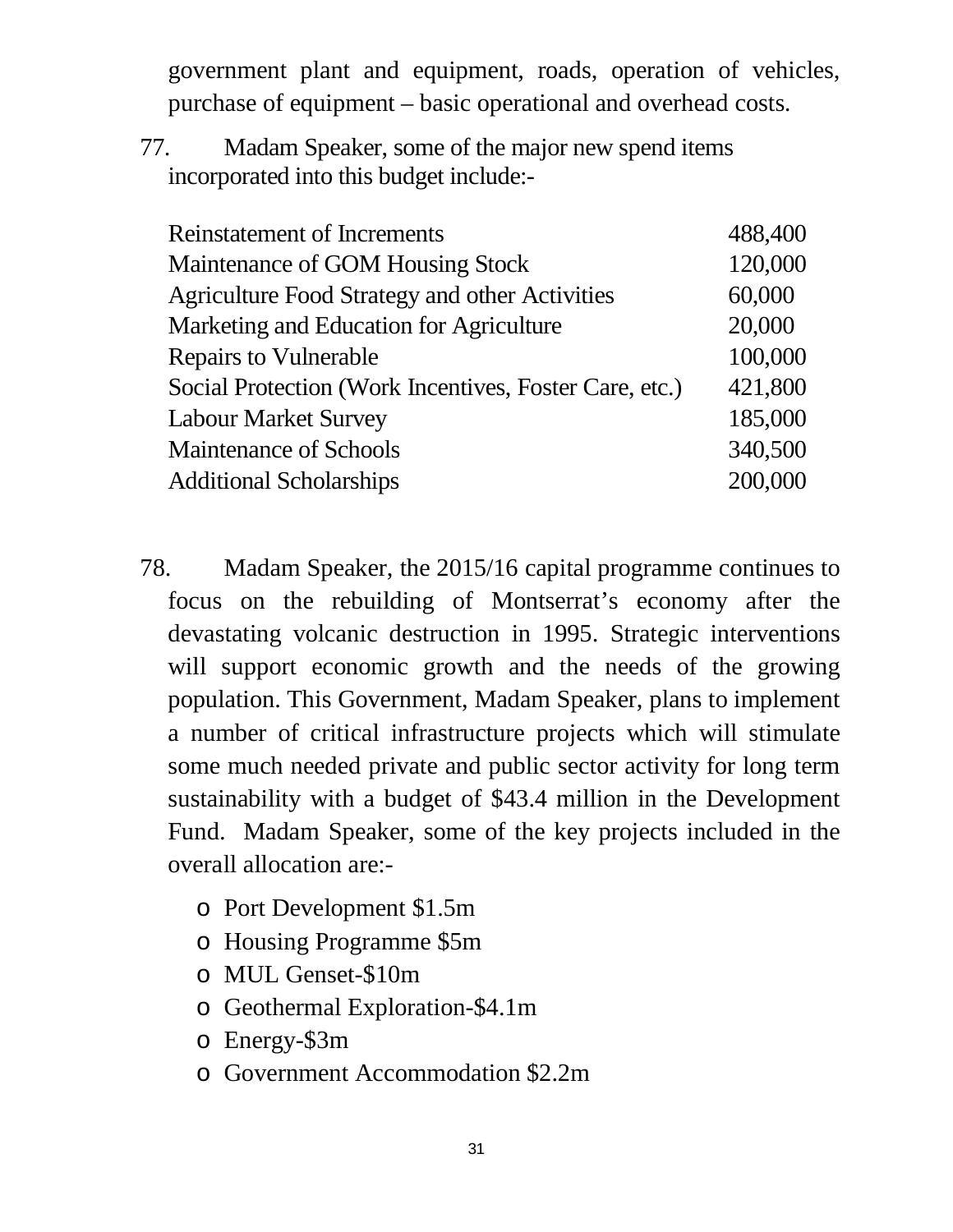government plant and equipment, roads, operation of vehicles, purchase of equipment – basic operational and overhead costs.

77. Madam Speaker, some of the major new spend items incorporated into this budget include:-

| | |
|---|---|
| Reinstatement of Increments | 488,400 |
| Maintenance of GOM Housing Stock | 120,000 |
| Agriculture Food Strategy and other Activities | 60,000 |
| Marketing and Education for Agriculture | 20,000 |
| Repairs to Vulnerable | 100,000 |
| Social Protection (Work Incentives, Foster Care, etc.) | 421,800 |
| Labour Market Survey | 185,000 |
| Maintenance of Schools | 340,500 |
| Additional Scholarships | 200,000 |

78. Madam Speaker, the 2015/16 capital programme continues to focus on the rebuilding of Montserrat's economy after the devastating volcanic destruction in 1995. Strategic interventions will support economic growth and the needs of the growing population. This Government, Madam Speaker, plans to implement a number of critical infrastructure projects which will stimulate some much needed private and public sector activity for long term sustainability with a budget of $43.4 million in the Development Fund. Madam Speaker, some of the key projects included in the overall allocation are:-

- Port Development $1.5m
- Housing Programme $5m
- MUL Genset-$10m
- Geothermal Exploration-$4.1m
- Energy-$3m
- Government Accommodation $2.2m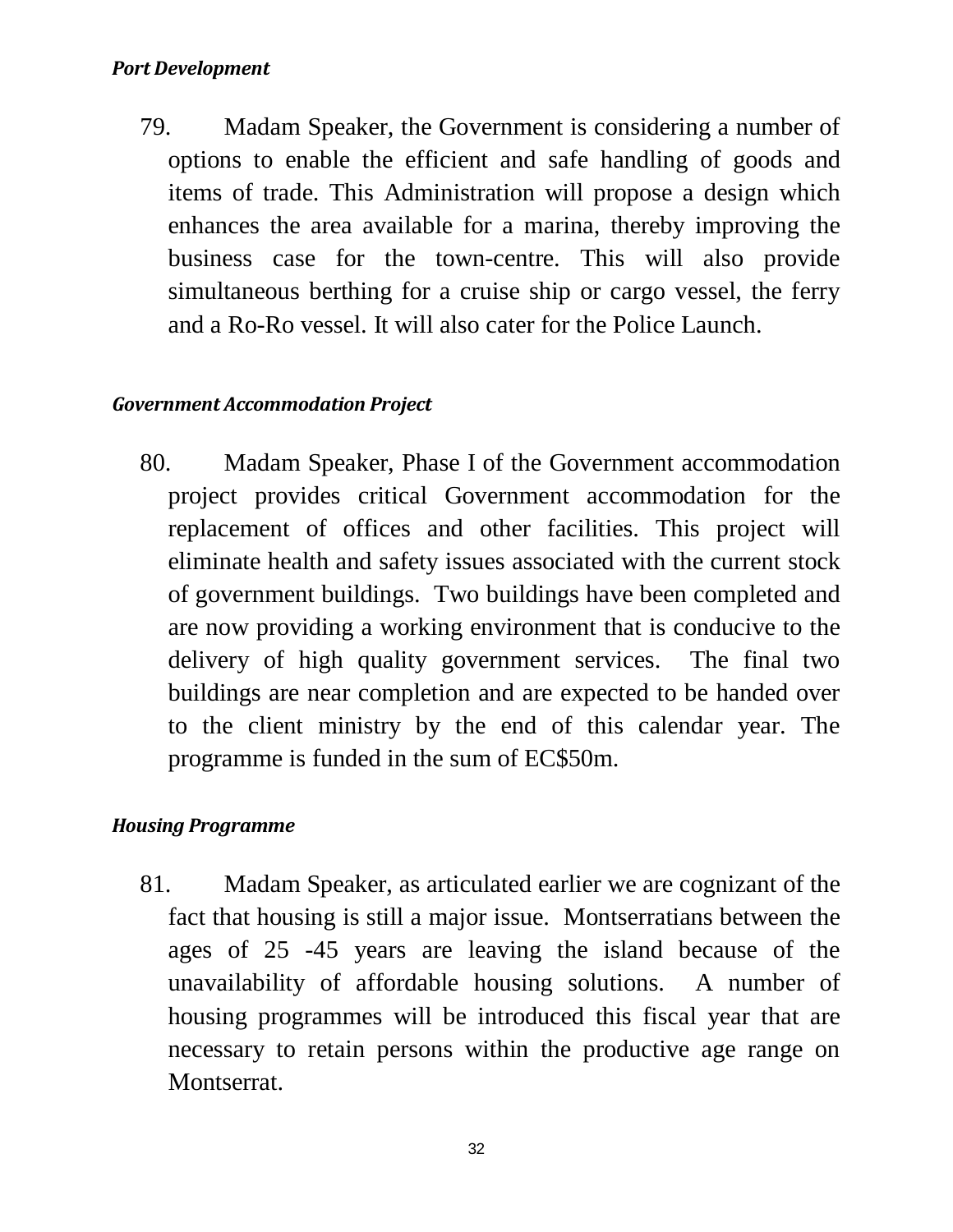***Port Development***

79. Madam Speaker, the Government is considering a number of options to enable the efficient and safe handling of goods and items of trade. This Administration will propose a design which enhances the area available for a marina, thereby improving the business case for the town-centre. This will also provide simultaneous berthing for a cruise ship or cargo vessel, the ferry and a Ro-Ro vessel. It will also cater for the Police Launch.

***Government Accommodation Project***

80. Madam Speaker, Phase I of the Government accommodation project provides critical Government accommodation for the replacement of offices and other facilities. This project will eliminate health and safety issues associated with the current stock of government buildings. Two buildings have been completed and are now providing a working environment that is conducive to the delivery of high quality government services. The final two buildings are near completion and are expected to be handed over to the client ministry by the end of this calendar year. The programme is funded in the sum of EC$50m.

***Housing Programme***

81. Madam Speaker, as articulated earlier we are cognizant of the fact that housing is still a major issue. Montserratians between the ages of 25 -45 years are leaving the island because of the unavailability of affordable housing solutions. A number of housing programmes will be introduced this fiscal year that are necessary to retain persons within the productive age range on Montserrat.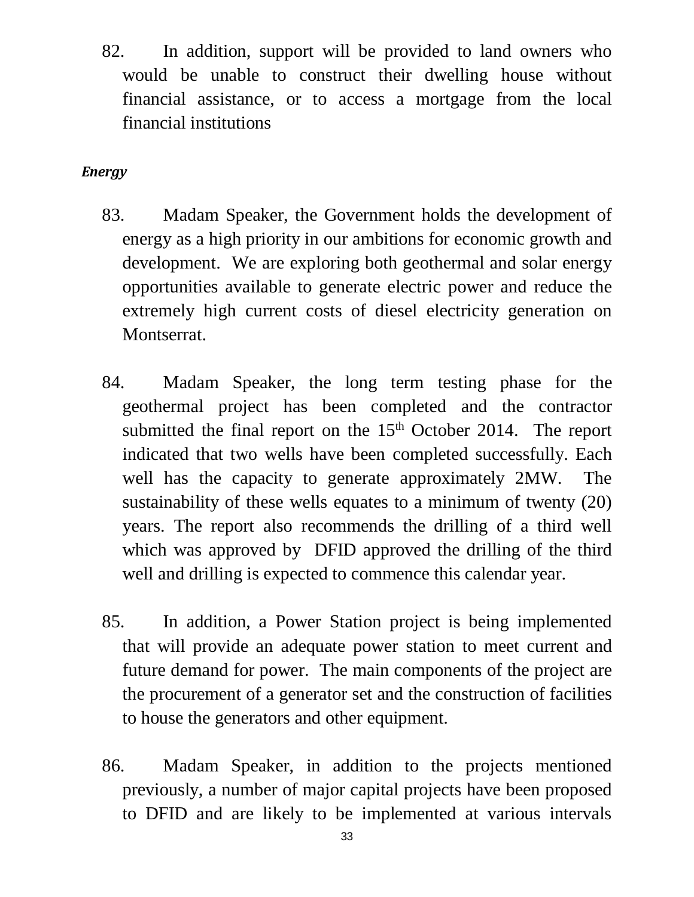82. In addition, support will be provided to land owners who would be unable to construct their dwelling house without financial assistance, or to access a mortgage from the local financial institutions

***Energy***

83. Madam Speaker, the Government holds the development of energy as a high priority in our ambitions for economic growth and development. We are exploring both geothermal and solar energy opportunities available to generate electric power and reduce the extremely high current costs of diesel electricity generation on Montserrat.

84. Madam Speaker, the long term testing phase for the geothermal project has been completed and the contractor submitted the final report on the 15th October 2014. The report indicated that two wells have been completed successfully. Each well has the capacity to generate approximately 2MW. The sustainability of these wells equates to a minimum of twenty (20) years. The report also recommends the drilling of a third well which was approved by DFID approved the drilling of the third well and drilling is expected to commence this calendar year.

85. In addition, a Power Station project is being implemented that will provide an adequate power station to meet current and future demand for power. The main components of the project are the procurement of a generator set and the construction of facilities to house the generators and other equipment.

86. Madam Speaker, in addition to the projects mentioned previously, a number of major capital projects have been proposed to DFID and are likely to be implemented at various intervals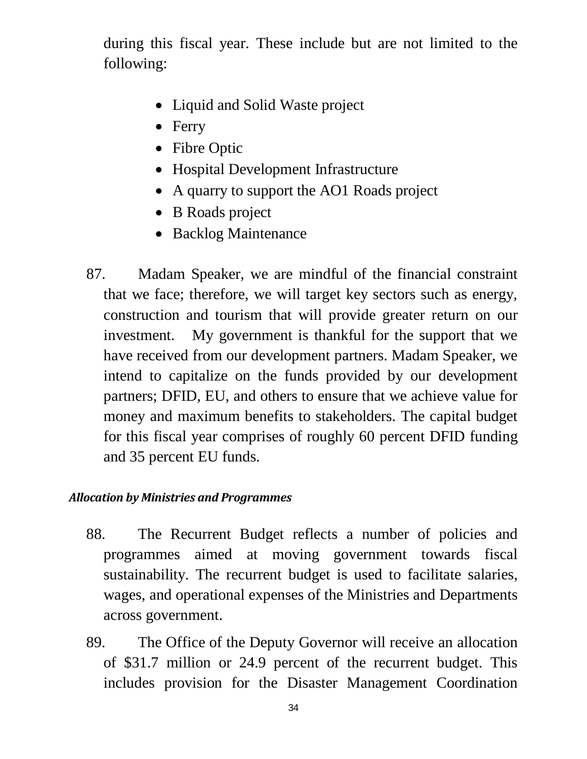during this fiscal year. These include but are not limited to the following:

- Liquid and Solid Waste project
- Ferry
- Fibre Optic
- Hospital Development Infrastructure
- A quarry to support the AO1 Roads project
- B Roads project
- Backlog Maintenance

87. Madam Speaker, we are mindful of the financial constraint that we face; therefore, we will target key sectors such as energy, construction and tourism that will provide greater return on our investment. My government is thankful for the support that we have received from our development partners. Madam Speaker, we intend to capitalize on the funds provided by our development partners; DFID, EU, and others to ensure that we achieve value for money and maximum benefits to stakeholders. The capital budget for this fiscal year comprises of roughly 60 percent DFID funding and 35 percent EU funds.

***Allocation by Ministries and Programmes***

88. The Recurrent Budget reflects a number of policies and programmes aimed at moving government towards fiscal sustainability. The recurrent budget is used to facilitate salaries, wages, and operational expenses of the Ministries and Departments across government.

89. The Office of the Deputy Governor will receive an allocation of $31.7 million or 24.9 percent of the recurrent budget. This includes provision for the Disaster Management Coordination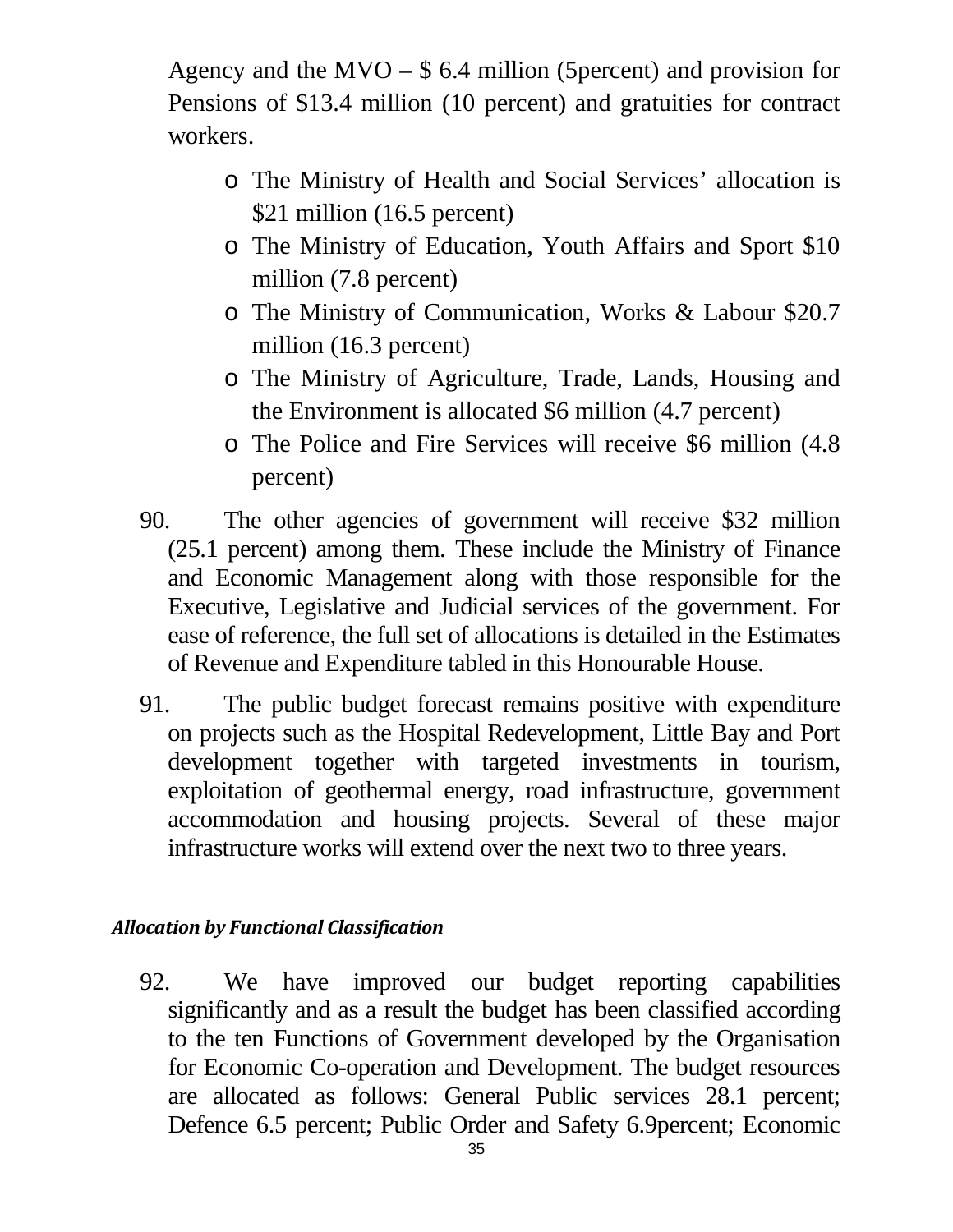Agency and the MVO – $ 6.4 million (5percent) and provision for Pensions of $13.4 million (10 percent) and gratuities for contract workers.

- The Ministry of Health and Social Services' allocation is $21 million (16.5 percent)
- The Ministry of Education, Youth Affairs and Sport $10 million (7.8 percent)
- The Ministry of Communication, Works & Labour $20.7 million (16.3 percent)
- The Ministry of Agriculture, Trade, Lands, Housing and the Environment is allocated $6 million (4.7 percent)
- The Police and Fire Services will receive $6 million (4.8 percent)

90. The other agencies of government will receive $32 million (25.1 percent) among them. These include the Ministry of Finance and Economic Management along with those responsible for the Executive, Legislative and Judicial services of the government. For ease of reference, the full set of allocations is detailed in the Estimates of Revenue and Expenditure tabled in this Honourable House.

91. The public budget forecast remains positive with expenditure on projects such as the Hospital Redevelopment, Little Bay and Port development together with targeted investments in tourism, exploitation of geothermal energy, road infrastructure, government accommodation and housing projects. Several of these major infrastructure works will extend over the next two to three years.

***Allocation by Functional Classification***

92. We have improved our budget reporting capabilities significantly and as a result the budget has been classified according to the ten Functions of Government developed by the Organisation for Economic Co-operation and Development. The budget resources are allocated as follows: General Public services 28.1 percent; Defence 6.5 percent; Public Order and Safety 6.9percent; Economic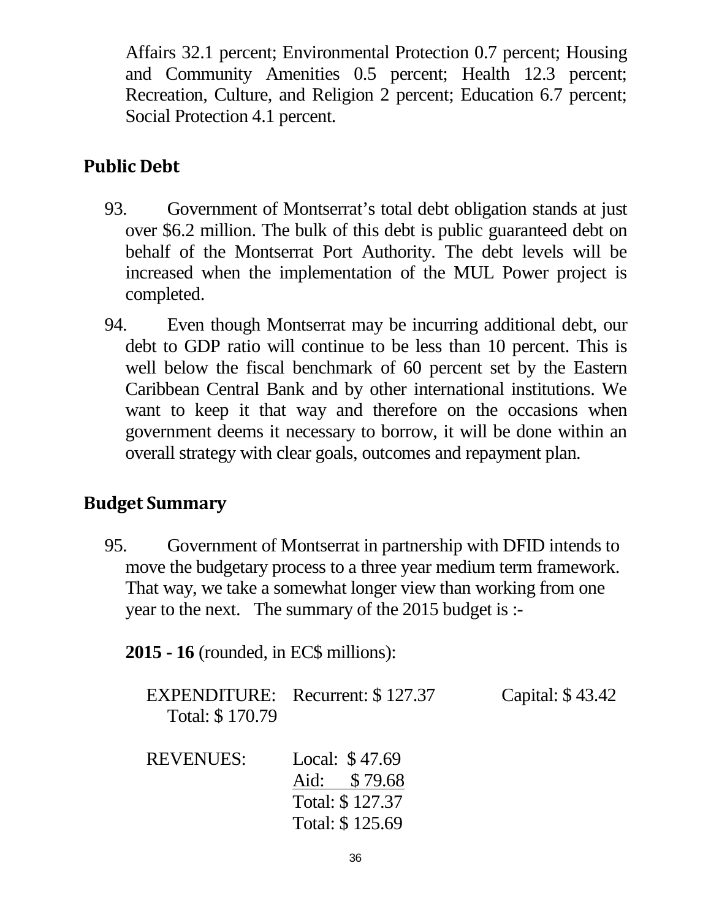Affairs 32.1 percent; Environmental Protection 0.7 percent; Housing and Community Amenities 0.5 percent; Health 12.3 percent; Recreation, Culture, and Religion 2 percent; Education 6.7 percent; Social Protection 4.1 percent.

## Public Debt

93. Government of Montserrat's total debt obligation stands at just over $6.2 million. The bulk of this debt is public guaranteed debt on behalf of the Montserrat Port Authority. The debt levels will be increased when the implementation of the MUL Power project is completed.

94. Even though Montserrat may be incurring additional debt, our debt to GDP ratio will continue to be less than 10 percent. This is well below the fiscal benchmark of 60 percent set by the Eastern Caribbean Central Bank and by other international institutions. We want to keep it that way and therefore on the occasions when government deems it necessary to borrow, it will be done within an overall strategy with clear goals, outcomes and repayment plan.

## Budget Summary

95. Government of Montserrat in partnership with DFID intends to move the budgetary process to a three year medium term framework. That way, we take a somewhat longer view than working from one year to the next. The summary of the 2015 budget is :-

**2015 - 16** (rounded, in EC$ millions):

EXPENDITURE: Recurrent: $ 127.37 Capital: $ 43.42
Total: $ 170.79

REVENUES: Local: $ 47.69
<u>Aid: $ 79.68</u>
Total: $ 127.37
Total: $ 125.69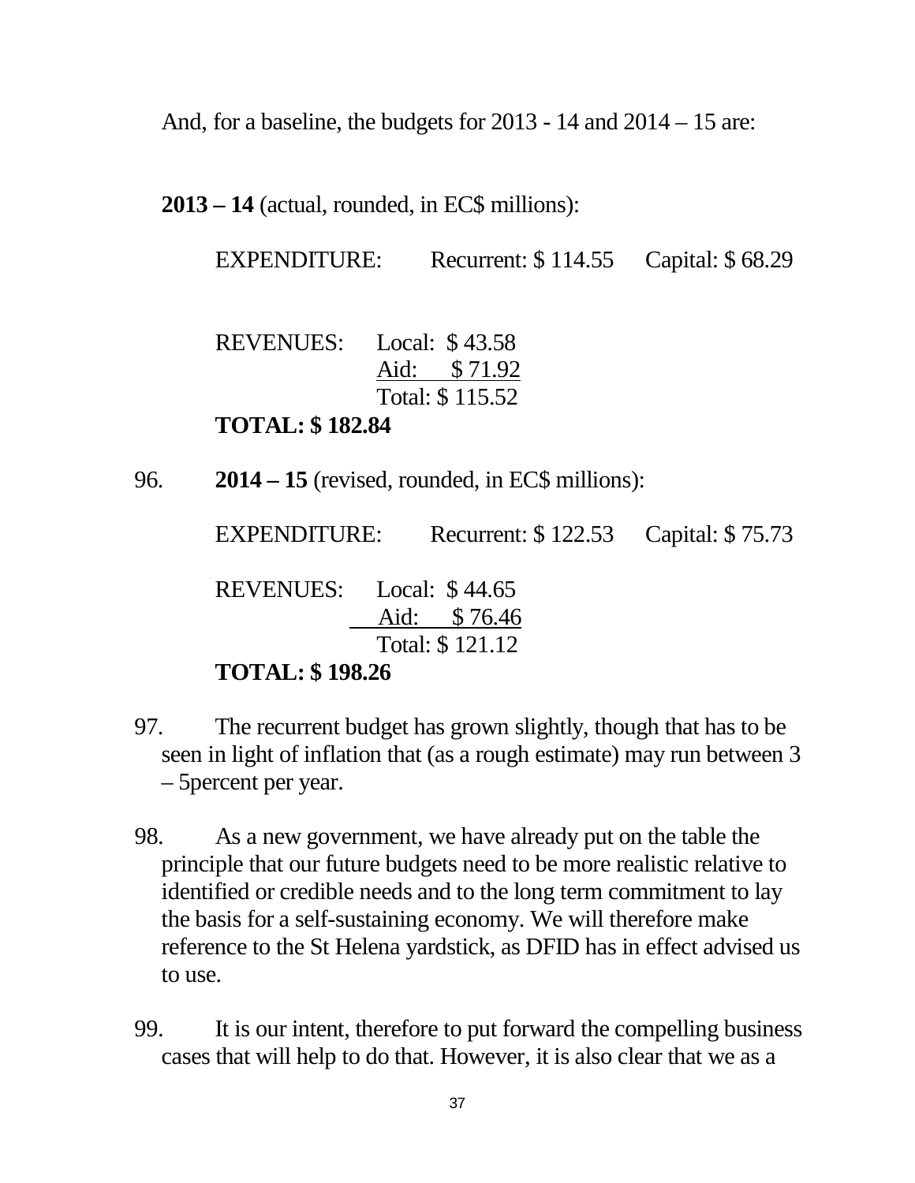And, for a baseline, the budgets for 2013 - 14 and 2014 – 15 are:

**2013 – 14** (actual, rounded, in EC$ millions):

EXPENDITURE: Recurrent: $ 114.55 Capital: $ 68.29

REVENUES: Local: $ 43.58
Aid: $ 71.92
Total: $ 115.52

**TOTAL: $ 182.84**

96. **2014 – 15** (revised, rounded, in EC$ millions):

EXPENDITURE: Recurrent: $ 122.53 Capital: $ 75.73

REVENUES: Local: $ 44.65
Aid: $ 76.46
Total: $ 121.12

**TOTAL: $ 198.26**

97. The recurrent budget has grown slightly, though that has to be seen in light of inflation that (as a rough estimate) may run between 3 – 5percent per year.

98. As a new government, we have already put on the table the principle that our future budgets need to be more realistic relative to identified or credible needs and to the long term commitment to lay the basis for a self-sustaining economy. We will therefore make reference to the St Helena yardstick, as DFID has in effect advised us to use.

99. It is our intent, therefore to put forward the compelling business cases that will help to do that. However, it is also clear that we as a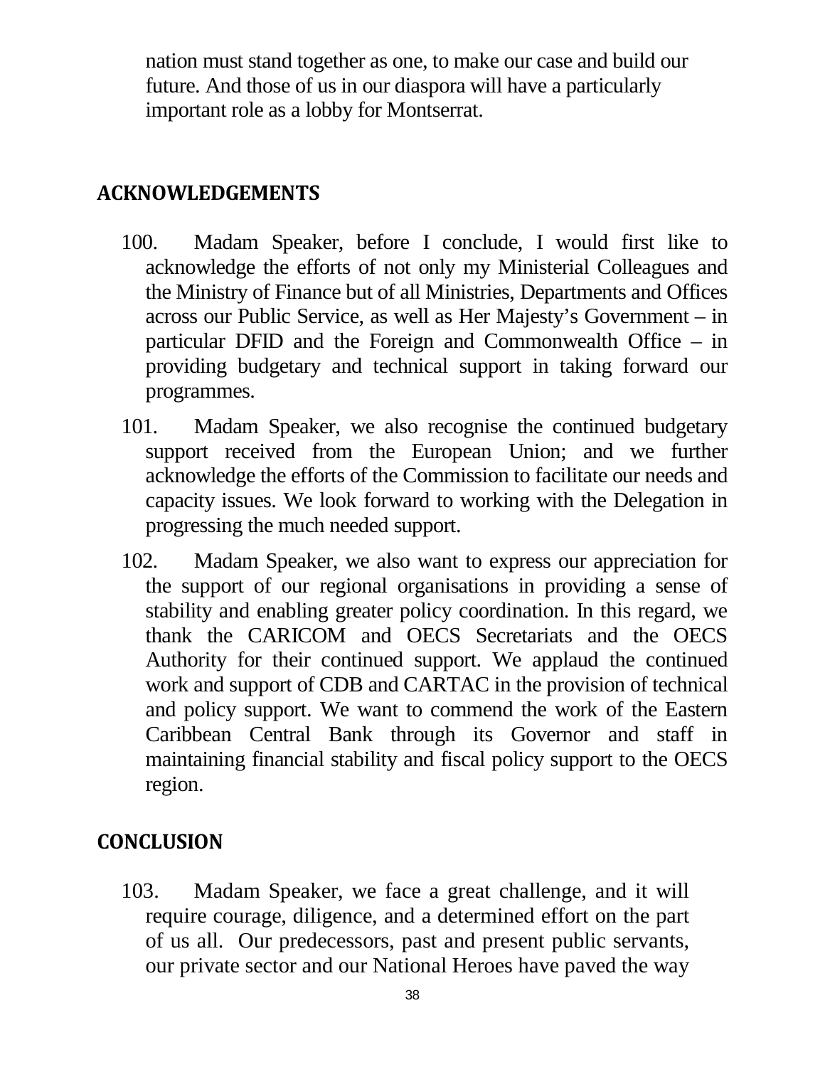nation must stand together as one, to make our case and build our future. And those of us in our diaspora will have a particularly important role as a lobby for Montserrat.

## ACKNOWLEDGEMENTS

100. Madam Speaker, before I conclude, I would first like to acknowledge the efforts of not only my Ministerial Colleagues and the Ministry of Finance but of all Ministries, Departments and Offices across our Public Service, as well as Her Majesty's Government – in particular DFID and the Foreign and Commonwealth Office – in providing budgetary and technical support in taking forward our programmes.

101. Madam Speaker, we also recognise the continued budgetary support received from the European Union; and we further acknowledge the efforts of the Commission to facilitate our needs and capacity issues. We look forward to working with the Delegation in progressing the much needed support.

102. Madam Speaker, we also want to express our appreciation for the support of our regional organisations in providing a sense of stability and enabling greater policy coordination. In this regard, we thank the CARICOM and OECS Secretariats and the OECS Authority for their continued support. We applaud the continued work and support of CDB and CARTAC in the provision of technical and policy support. We want to commend the work of the Eastern Caribbean Central Bank through its Governor and staff in maintaining financial stability and fiscal policy support to the OECS region.

## CONCLUSION

103. Madam Speaker, we face a great challenge, and it will require courage, diligence, and a determined effort on the part of us all. Our predecessors, past and present public servants, our private sector and our National Heroes have paved the way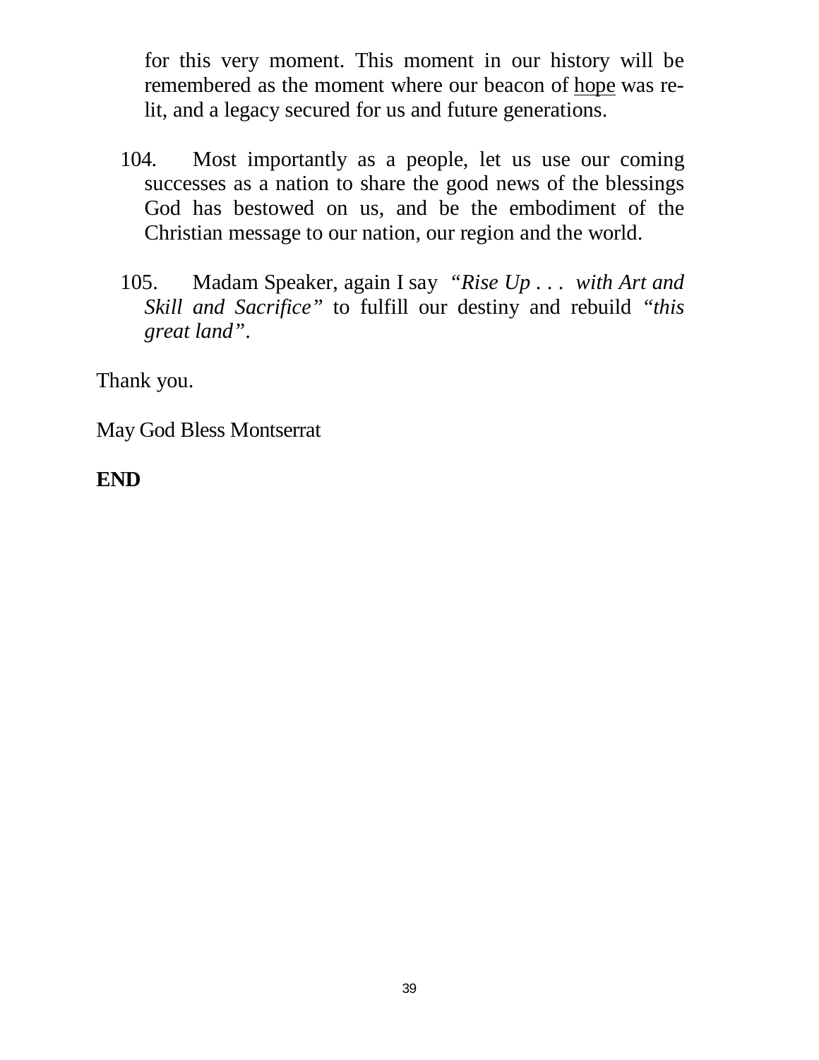for this very moment. This moment in our history will be remembered as the moment where our beacon of <u>hope</u> was re-lit, and a legacy secured for us and future generations.

104. Most importantly as a people, let us use our coming successes as a nation to share the good news of the blessings God has bestowed on us, and be the embodiment of the Christian message to our nation, our region and the world.

105. Madam Speaker, again I say *"Rise Up . . . with Art and Skill and Sacrifice"* to fulfill our destiny and rebuild *"this great land"*.

Thank you.

May God Bless Montserrat

**END**